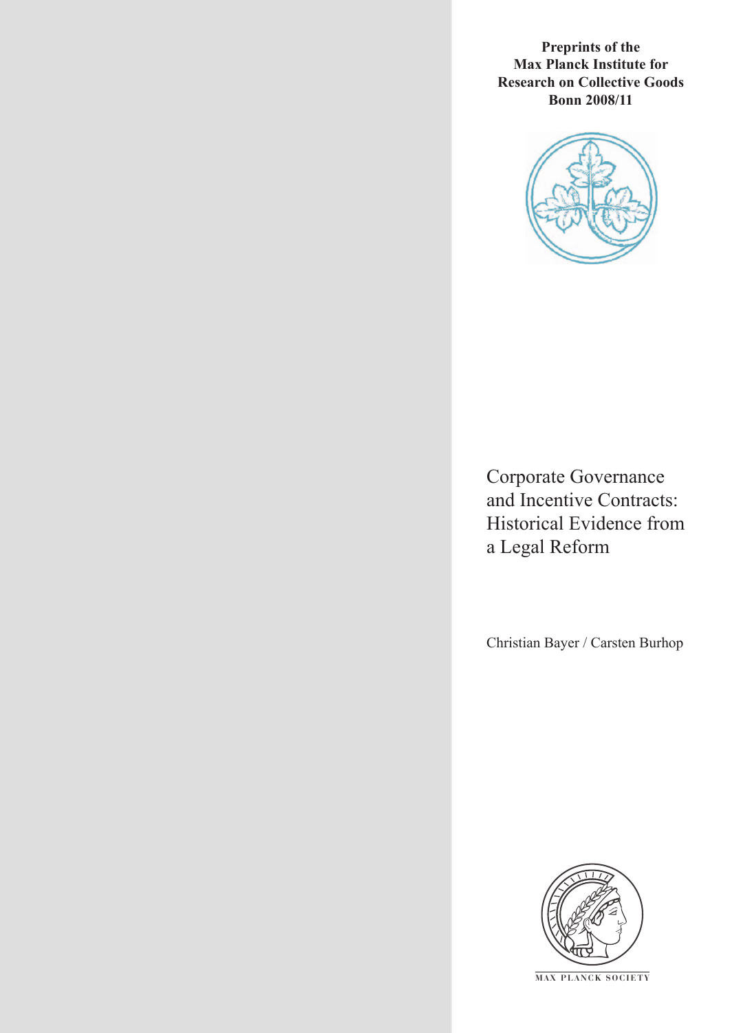**Preprints of the Max Planck Institute for Research on Collective Goods Bonn 2008/11**

# Corporate Governance and Incentive Contracts: Historical Evidence from a Legal Reform

Christian Bayer / Carsten Burhop

MAX PLANCK SOCIETY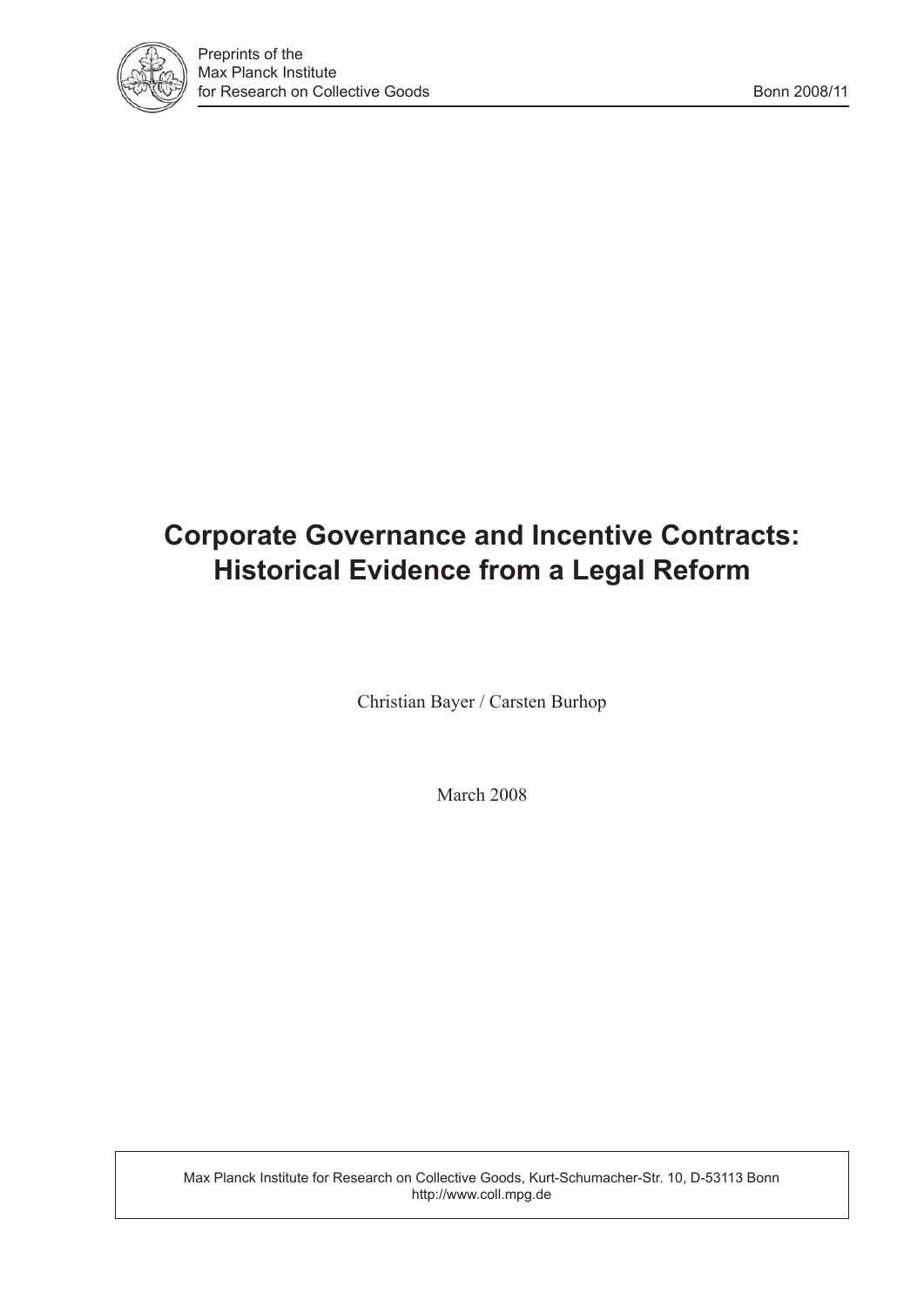Preprints of the
Max Planck Institute
for Research on Collective Goods

Bonn 2008/11

# Corporate Governance and Incentive Contracts: Historical Evidence from a Legal Reform

Christian Bayer / Carsten Burhop

March 2008

Max Planck Institute for Research on Collective Goods, Kurt-Schumacher-Str. 10, D-53113 Bonn
http://www.coll.mpg.de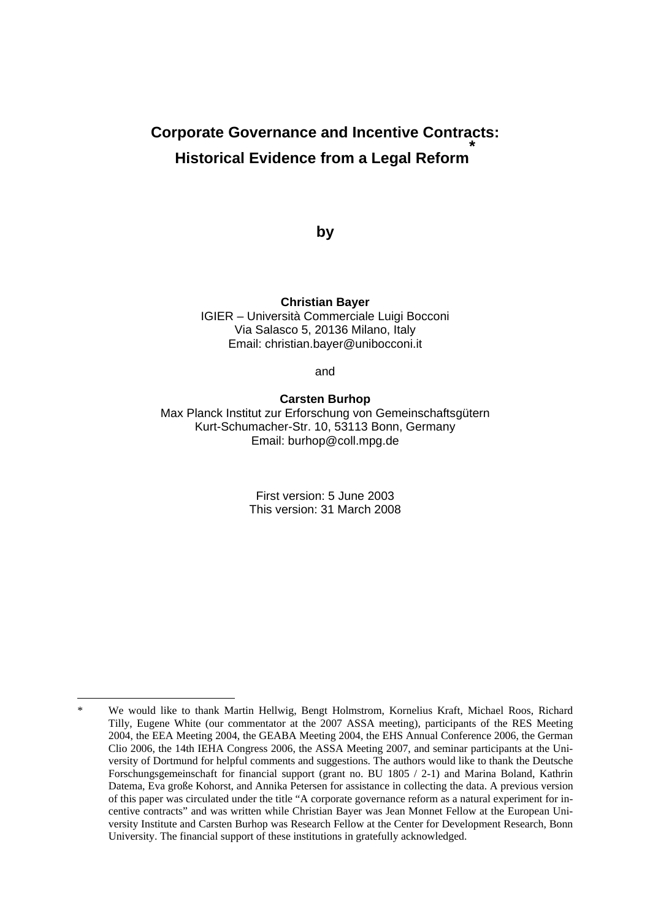# Corporate Governance and Incentive Contracts: Historical Evidence from a Legal Reform*

**by**

**Christian Bayer**
IGIER – Università Commerciale Luigi Bocconi
Via Salasco 5, 20136 Milano, Italy
Email: christian.bayer@unibocconi.it

and

**Carsten Burhop**
Max Planck Institut zur Erforschung von Gemeinschaftsgütern
Kurt-Schumacher-Str. 10, 53113 Bonn, Germany
Email: burhop@coll.mpg.de

First version: 5 June 2003
This version: 31 March 2008

---

* We would like to thank Martin Hellwig, Bengt Holmstrom, Kornelius Kraft, Michael Roos, Richard Tilly, Eugene White (our commentator at the 2007 ASSA meeting), participants of the RES Meeting 2004, the EEA Meeting 2004, the GEABA Meeting 2004, the EHS Annual Conference 2006, the German Clio 2006, the 14th IEHA Congress 2006, the ASSA Meeting 2007, and seminar participants at the University of Dortmund for helpful comments and suggestions. The authors would like to thank the Deutsche Forschungsgemeinschaft for financial support (grant no. BU 1805 / 2-1) and Marina Boland, Kathrin Datema, Eva große Kohorst, and Annika Petersen for assistance in collecting the data. A previous version of this paper was circulated under the title "A corporate governance reform as a natural experiment for incentive contracts" and was written while Christian Bayer was Jean Monnet Fellow at the European University Institute and Carsten Burhop was Research Fellow at the Center for Development Research, Bonn University. The financial support of these institutions in gratefully acknowledged.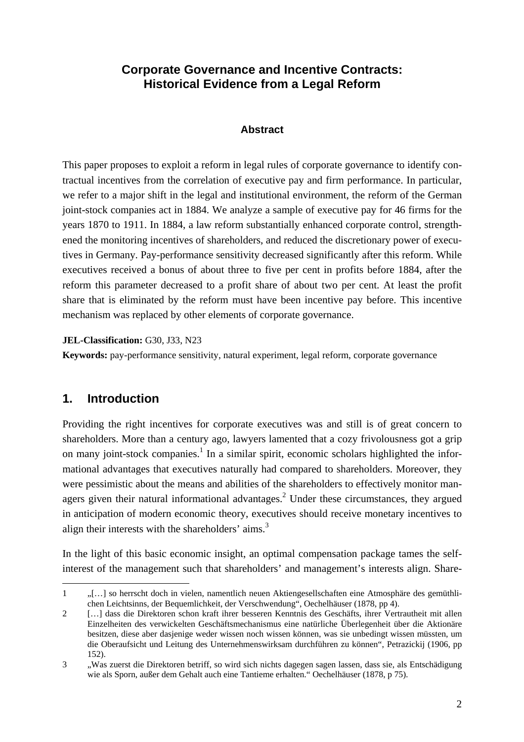## Corporate Governance and Incentive Contracts: Historical Evidence from a Legal Reform

### Abstract

This paper proposes to exploit a reform in legal rules of corporate governance to identify contractual incentives from the correlation of executive pay and firm performance. In particular, we refer to a major shift in the legal and institutional environment, the reform of the German joint-stock companies act in 1884. We analyze a sample of executive pay for 46 firms for the years 1870 to 1911. In 1884, a law reform substantially enhanced corporate control, strengthened the monitoring incentives of shareholders, and reduced the discretionary power of executives in Germany. Pay-performance sensitivity decreased significantly after this reform. While executives received a bonus of about three to five per cent in profits before 1884, after the reform this parameter decreased to a profit share of about two per cent. At least the profit share that is eliminated by the reform must have been incentive pay before. This incentive mechanism was replaced by other elements of corporate governance.

**JEL-Classification:** G30, J33, N23

**Keywords:** pay-performance sensitivity, natural experiment, legal reform, corporate governance

## 1. Introduction

Providing the right incentives for corporate executives was and still is of great concern to shareholders. More than a century ago, lawyers lamented that a cozy frivolousness got a grip on many joint-stock companies.[1] In a similar spirit, economic scholars highlighted the informational advantages that executives naturally had compared to shareholders. Moreover, they were pessimistic about the means and abilities of the shareholders to effectively monitor managers given their natural informational advantages.[2] Under these circumstances, they argued in anticipation of modern economic theory, executives should receive monetary incentives to align their interests with the shareholders' aims.[3]

In the light of this basic economic insight, an optimal compensation package tames the self-interest of the management such that shareholders' and management's interests align. Share-

1 „[…] so herrscht doch in vielen, namentlich neuen Aktiengesellschaften eine Atmosphäre des gemüthlichen Leichtsinns, der Bequemlichkeit, der Verschwendung", Oechelhäuser (1878, pp 4).

2 […] dass die Direktoren schon kraft ihrer besseren Kenntnis des Geschäfts, ihrer Vertrautheit mit allen Einzelheiten des verwickelten Geschäftsmechanismus eine natürliche Überlegenheit über die Aktionäre besitzen, diese aber dasjenige weder wissen noch wissen können, was sie unbedingt wissen müssten, um die Oberaufsicht und Leitung des Unternehmenswirksam durchführen zu können", Petrazickij (1906, pp 152).

3 „Was zuerst die Direktoren betrifft, so wird sich nichts dagegen sagen lassen, dass sie, als Entschädigung wie als Sporn, außer dem Gehalt auch eine Tantieme erhalten." Oechelhäuser (1878, p 75).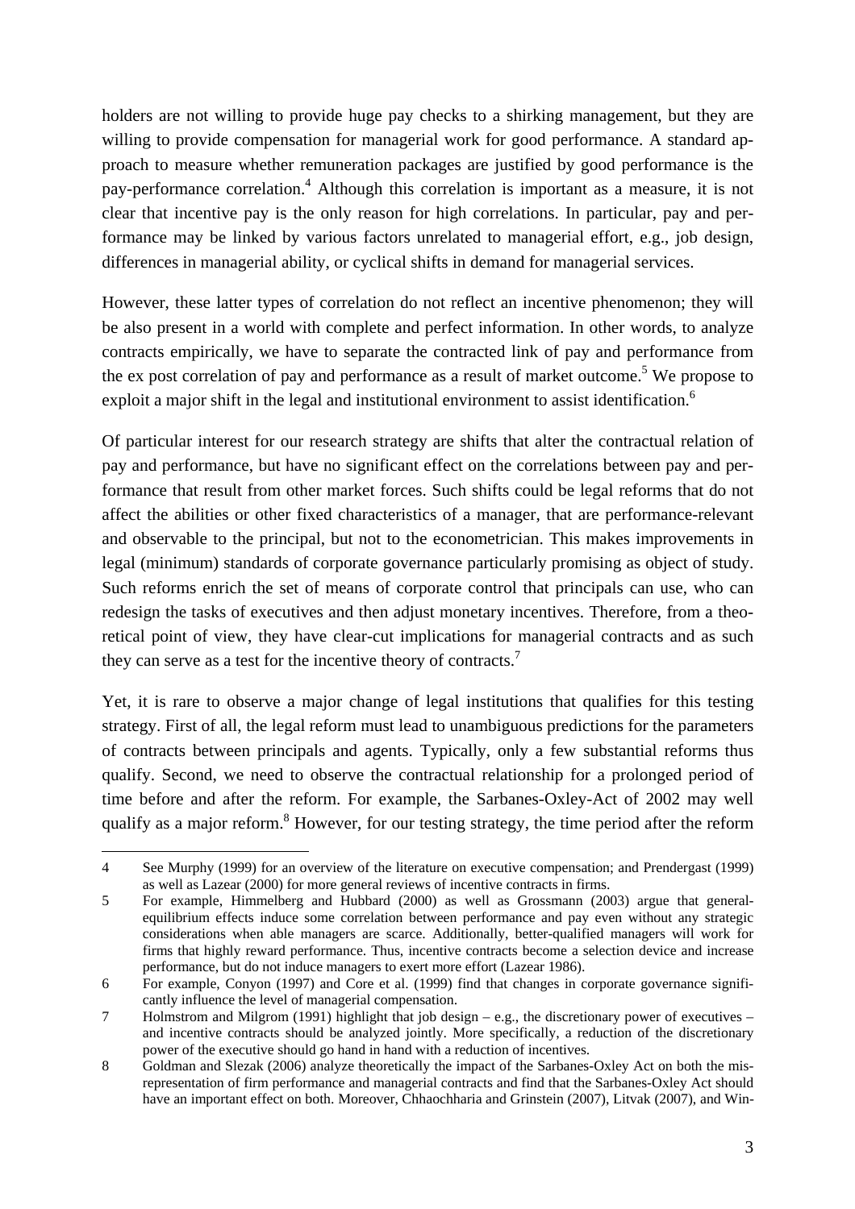holders are not willing to provide huge pay checks to a shirking management, but they are willing to provide compensation for managerial work for good performance. A standard approach to measure whether remuneration packages are justified by good performance is the pay-performance correlation.[4] Although this correlation is important as a measure, it is not clear that incentive pay is the only reason for high correlations. In particular, pay and performance may be linked by various factors unrelated to managerial effort, e.g., job design, differences in managerial ability, or cyclical shifts in demand for managerial services.

However, these latter types of correlation do not reflect an incentive phenomenon; they will be also present in a world with complete and perfect information. In other words, to analyze contracts empirically, we have to separate the contracted link of pay and performance from the ex post correlation of pay and performance as a result of market outcome.[5] We propose to exploit a major shift in the legal and institutional environment to assist identification.[6]

Of particular interest for our research strategy are shifts that alter the contractual relation of pay and performance, but have no significant effect on the correlations between pay and performance that result from other market forces. Such shifts could be legal reforms that do not affect the abilities or other fixed characteristics of a manager, that are performance-relevant and observable to the principal, but not to the econometrician. This makes improvements in legal (minimum) standards of corporate governance particularly promising as object of study. Such reforms enrich the set of means of corporate control that principals can use, who can redesign the tasks of executives and then adjust monetary incentives. Therefore, from a theoretical point of view, they have clear-cut implications for managerial contracts and as such they can serve as a test for the incentive theory of contracts.[7]

Yet, it is rare to observe a major change of legal institutions that qualifies for this testing strategy. First of all, the legal reform must lead to unambiguous predictions for the parameters of contracts between principals and agents. Typically, only a few substantial reforms thus qualify. Second, we need to observe the contractual relationship for a prolonged period of time before and after the reform. For example, the Sarbanes-Oxley-Act of 2002 may well qualify as a major reform.[8] However, for our testing strategy, the time period after the reform

---

4 See Murphy (1999) for an overview of the literature on executive compensation; and Prendergast (1999) as well as Lazear (2000) for more general reviews of incentive contracts in firms.

5 For example, Himmelberg and Hubbard (2000) as well as Grossmann (2003) argue that general-equilibrium effects induce some correlation between performance and pay even without any strategic considerations when able managers are scarce. Additionally, better-qualified managers will work for firms that highly reward performance. Thus, incentive contracts become a selection device and increase performance, but do not induce managers to exert more effort (Lazear 1986).

6 For example, Conyon (1997) and Core et al. (1999) find that changes in corporate governance significantly influence the level of managerial compensation.

7 Holmstrom and Milgrom (1991) highlight that job design – e.g., the discretionary power of executives – and incentive contracts should be analyzed jointly. More specifically, a reduction of the discretionary power of the executive should go hand in hand with a reduction of incentives.

8 Goldman and Slezak (2006) analyze theoretically the impact of the Sarbanes-Oxley Act on both the misrepresentation of firm performance and managerial contracts and find that the Sarbanes-Oxley Act should have an important effect on both. Moreover, Chhaochharia and Grinstein (2007), Litvak (2007), and Win-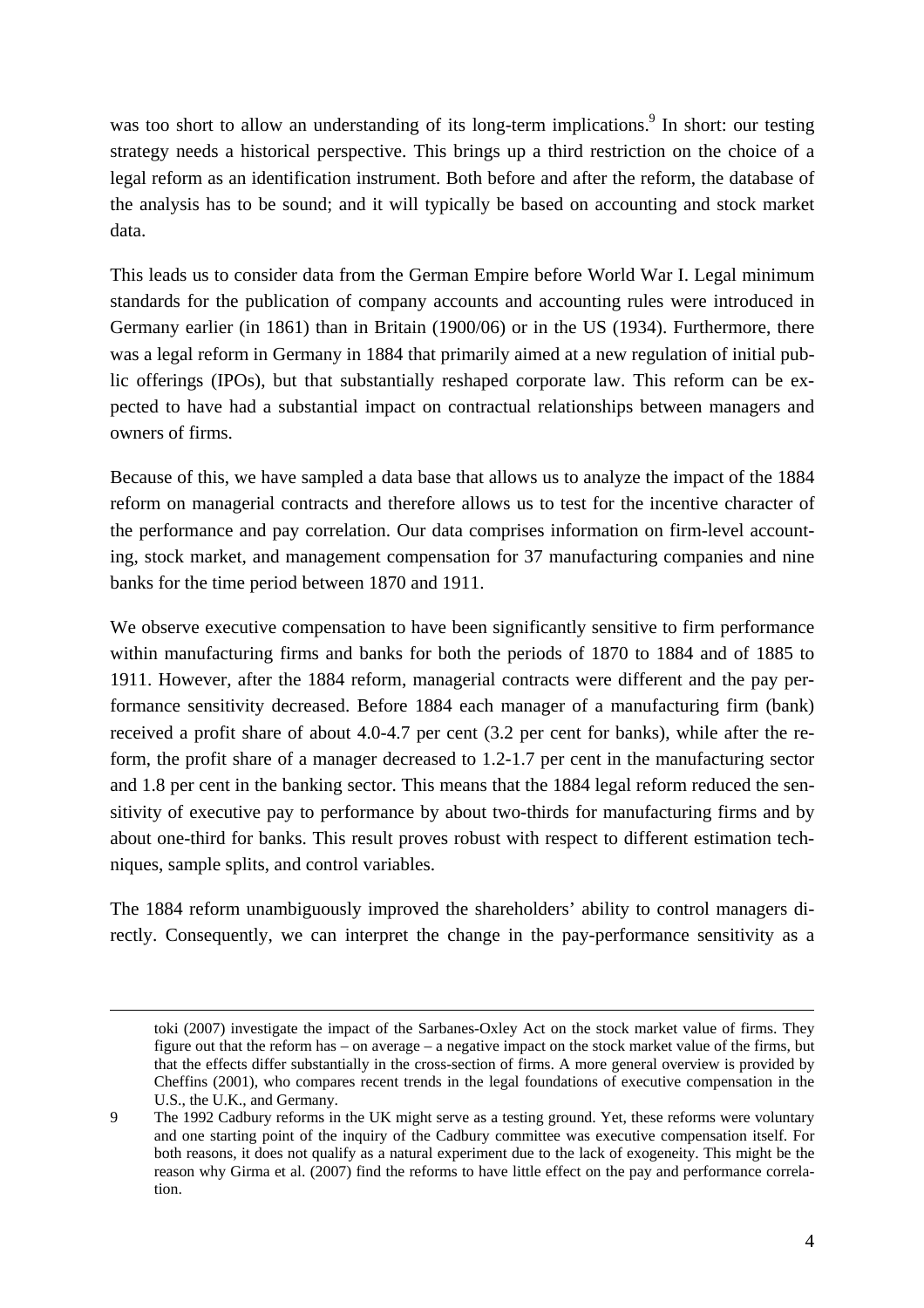was too short to allow an understanding of its long-term implications.[9] In short: our testing strategy needs a historical perspective. This brings up a third restriction on the choice of a legal reform as an identification instrument. Both before and after the reform, the database of the analysis has to be sound; and it will typically be based on accounting and stock market data.

This leads us to consider data from the German Empire before World War I. Legal minimum standards for the publication of company accounts and accounting rules were introduced in Germany earlier (in 1861) than in Britain (1900/06) or in the US (1934). Furthermore, there was a legal reform in Germany in 1884 that primarily aimed at a new regulation of initial public offerings (IPOs), but that substantially reshaped corporate law. This reform can be expected to have had a substantial impact on contractual relationships between managers and owners of firms.

Because of this, we have sampled a data base that allows us to analyze the impact of the 1884 reform on managerial contracts and therefore allows us to test for the incentive character of the performance and pay correlation. Our data comprises information on firm-level accounting, stock market, and management compensation for 37 manufacturing companies and nine banks for the time period between 1870 and 1911.

We observe executive compensation to have been significantly sensitive to firm performance within manufacturing firms and banks for both the periods of 1870 to 1884 and of 1885 to 1911. However, after the 1884 reform, managerial contracts were different and the pay performance sensitivity decreased. Before 1884 each manager of a manufacturing firm (bank) received a profit share of about 4.0-4.7 per cent (3.2 per cent for banks), while after the reform, the profit share of a manager decreased to 1.2-1.7 per cent in the manufacturing sector and 1.8 per cent in the banking sector. This means that the 1884 legal reform reduced the sensitivity of executive pay to performance by about two-thirds for manufacturing firms and by about one-third for banks. This result proves robust with respect to different estimation techniques, sample splits, and control variables.

The 1884 reform unambiguously improved the shareholders' ability to control managers directly. Consequently, we can interpret the change in the pay-performance sensitivity as a

---

toki (2007) investigate the impact of the Sarbanes-Oxley Act on the stock market value of firms. They figure out that the reform has – on average – a negative impact on the stock market value of the firms, but that the effects differ substantially in the cross-section of firms. A more general overview is provided by Cheffins (2001), who compares recent trends in the legal foundations of executive compensation in the U.S., the U.K., and Germany.

9 The 1992 Cadbury reforms in the UK might serve as a testing ground. Yet, these reforms were voluntary and one starting point of the inquiry of the Cadbury committee was executive compensation itself. For both reasons, it does not qualify as a natural experiment due to the lack of exogeneity. This might be the reason why Girma et al. (2007) find the reforms to have little effect on the pay and performance correlation.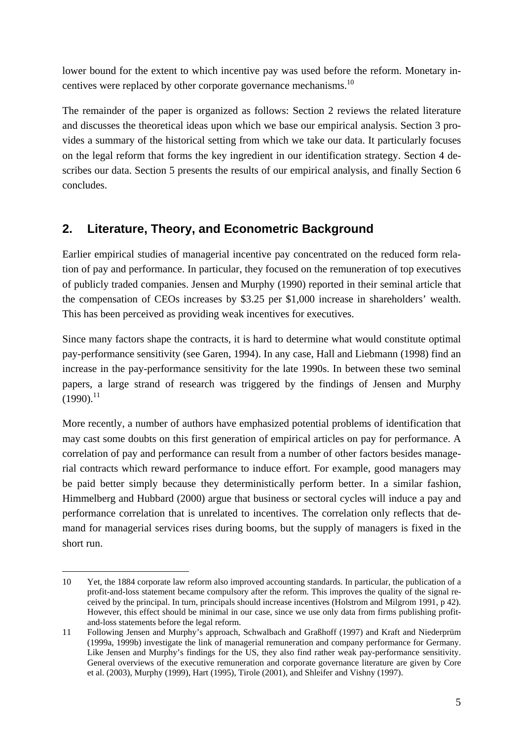lower bound for the extent to which incentive pay was used before the reform. Monetary incentives were replaced by other corporate governance mechanisms.[10]

The remainder of the paper is organized as follows: Section 2 reviews the related literature and discusses the theoretical ideas upon which we base our empirical analysis. Section 3 provides a summary of the historical setting from which we take our data. It particularly focuses on the legal reform that forms the key ingredient in our identification strategy. Section 4 describes our data. Section 5 presents the results of our empirical analysis, and finally Section 6 concludes.

## 2. Literature, Theory, and Econometric Background

Earlier empirical studies of managerial incentive pay concentrated on the reduced form relation of pay and performance. In particular, they focused on the remuneration of top executives of publicly traded companies. Jensen and Murphy (1990) reported in their seminal article that the compensation of CEOs increases by $3.25 per $1,000 increase in shareholders' wealth. This has been perceived as providing weak incentives for executives.

Since many factors shape the contracts, it is hard to determine what would constitute optimal pay-performance sensitivity (see Garen, 1994). In any case, Hall and Liebmann (1998) find an increase in the pay-performance sensitivity for the late 1990s. In between these two seminal papers, a large strand of research was triggered by the findings of Jensen and Murphy (1990).[11]

More recently, a number of authors have emphasized potential problems of identification that may cast some doubts on this first generation of empirical articles on pay for performance. A correlation of pay and performance can result from a number of other factors besides managerial contracts which reward performance to induce effort. For example, good managers may be paid better simply because they deterministically perform better. In a similar fashion, Himmelberg and Hubbard (2000) argue that business or sectoral cycles will induce a pay and performance correlation that is unrelated to incentives. The correlation only reflects that demand for managerial services rises during booms, but the supply of managers is fixed in the short run.

---

10 Yet, the 1884 corporate law reform also improved accounting standards. In particular, the publication of a profit-and-loss statement became compulsory after the reform. This improves the quality of the signal received by the principal. In turn, principals should increase incentives (Holstrom and Milgrom 1991, p 42). However, this effect should be minimal in our case, since we use only data from firms publishing profit-and-loss statements before the legal reform.

11 Following Jensen and Murphy's approach, Schwalbach and Graßhoff (1997) and Kraft and Niederprüm (1999a, 1999b) investigate the link of managerial remuneration and company performance for Germany. Like Jensen and Murphy's findings for the US, they also find rather weak pay-performance sensitivity. General overviews of the executive remuneration and corporate governance literature are given by Core et al. (2003), Murphy (1999), Hart (1995), Tirole (2001), and Shleifer and Vishny (1997).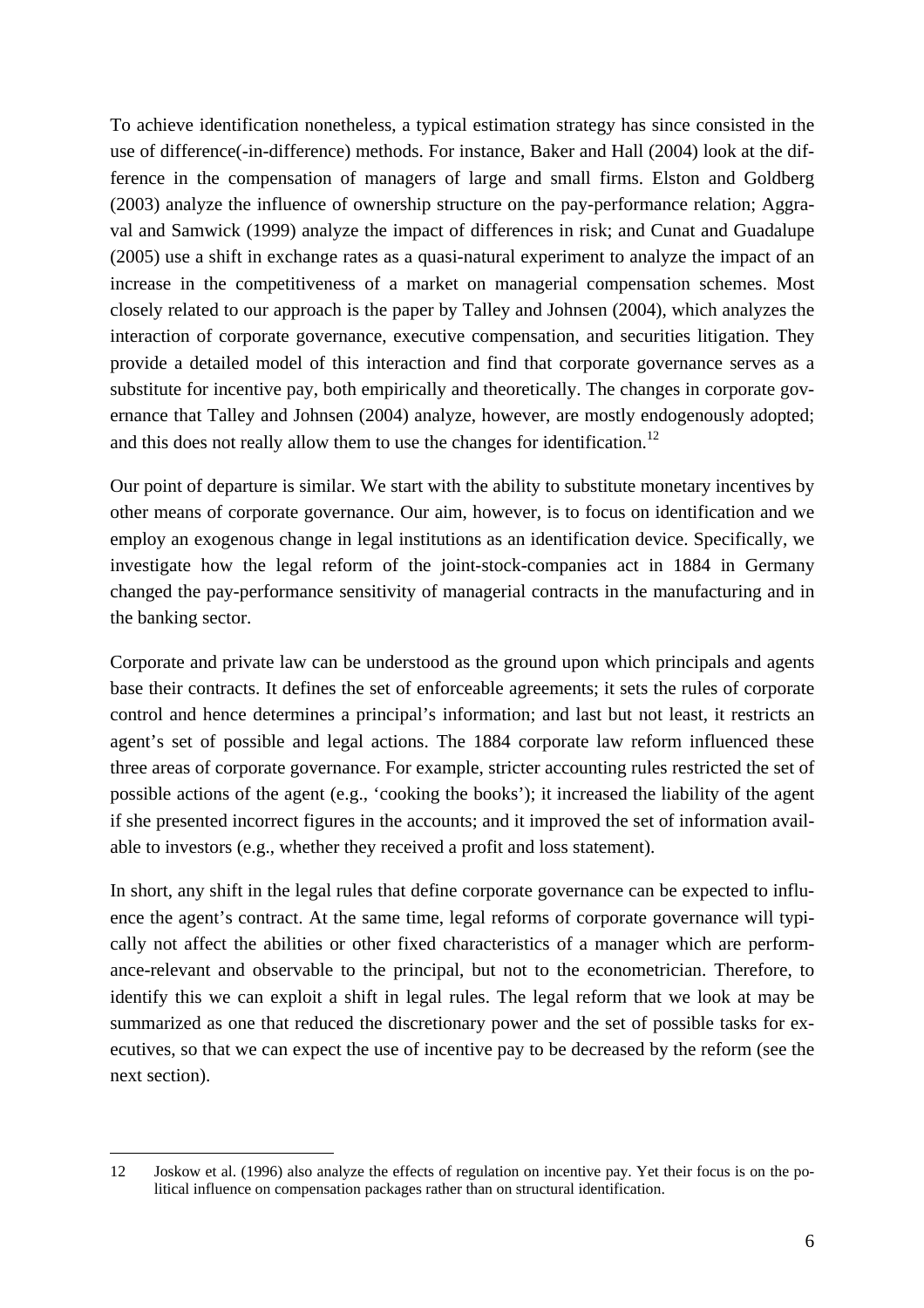To achieve identification nonetheless, a typical estimation strategy has since consisted in the use of difference(-in-difference) methods. For instance, Baker and Hall (2004) look at the difference in the compensation of managers of large and small firms. Elston and Goldberg (2003) analyze the influence of ownership structure on the pay-performance relation; Aggraval and Samwick (1999) analyze the impact of differences in risk; and Cunat and Guadalupe (2005) use a shift in exchange rates as a quasi-natural experiment to analyze the impact of an increase in the competitiveness of a market on managerial compensation schemes. Most closely related to our approach is the paper by Talley and Johnsen (2004), which analyzes the interaction of corporate governance, executive compensation, and securities litigation. They provide a detailed model of this interaction and find that corporate governance serves as a substitute for incentive pay, both empirically and theoretically. The changes in corporate governance that Talley and Johnsen (2004) analyze, however, are mostly endogenously adopted; and this does not really allow them to use the changes for identification.[12]

Our point of departure is similar. We start with the ability to substitute monetary incentives by other means of corporate governance. Our aim, however, is to focus on identification and we employ an exogenous change in legal institutions as an identification device. Specifically, we investigate how the legal reform of the joint-stock-companies act in 1884 in Germany changed the pay-performance sensitivity of managerial contracts in the manufacturing and in the banking sector.

Corporate and private law can be understood as the ground upon which principals and agents base their contracts. It defines the set of enforceable agreements; it sets the rules of corporate control and hence determines a principal's information; and last but not least, it restricts an agent's set of possible and legal actions. The 1884 corporate law reform influenced these three areas of corporate governance. For example, stricter accounting rules restricted the set of possible actions of the agent (e.g., 'cooking the books'); it increased the liability of the agent if she presented incorrect figures in the accounts; and it improved the set of information available to investors (e.g., whether they received a profit and loss statement).

In short, any shift in the legal rules that define corporate governance can be expected to influence the agent's contract. At the same time, legal reforms of corporate governance will typically not affect the abilities or other fixed characteristics of a manager which are performance-relevant and observable to the principal, but not to the econometrician. Therefore, to identify this we can exploit a shift in legal rules. The legal reform that we look at may be summarized as one that reduced the discretionary power and the set of possible tasks for executives, so that we can expect the use of incentive pay to be decreased by the reform (see the next section).

---

12 Joskow et al. (1996) also analyze the effects of regulation on incentive pay. Yet their focus is on the political influence on compensation packages rather than on structural identification.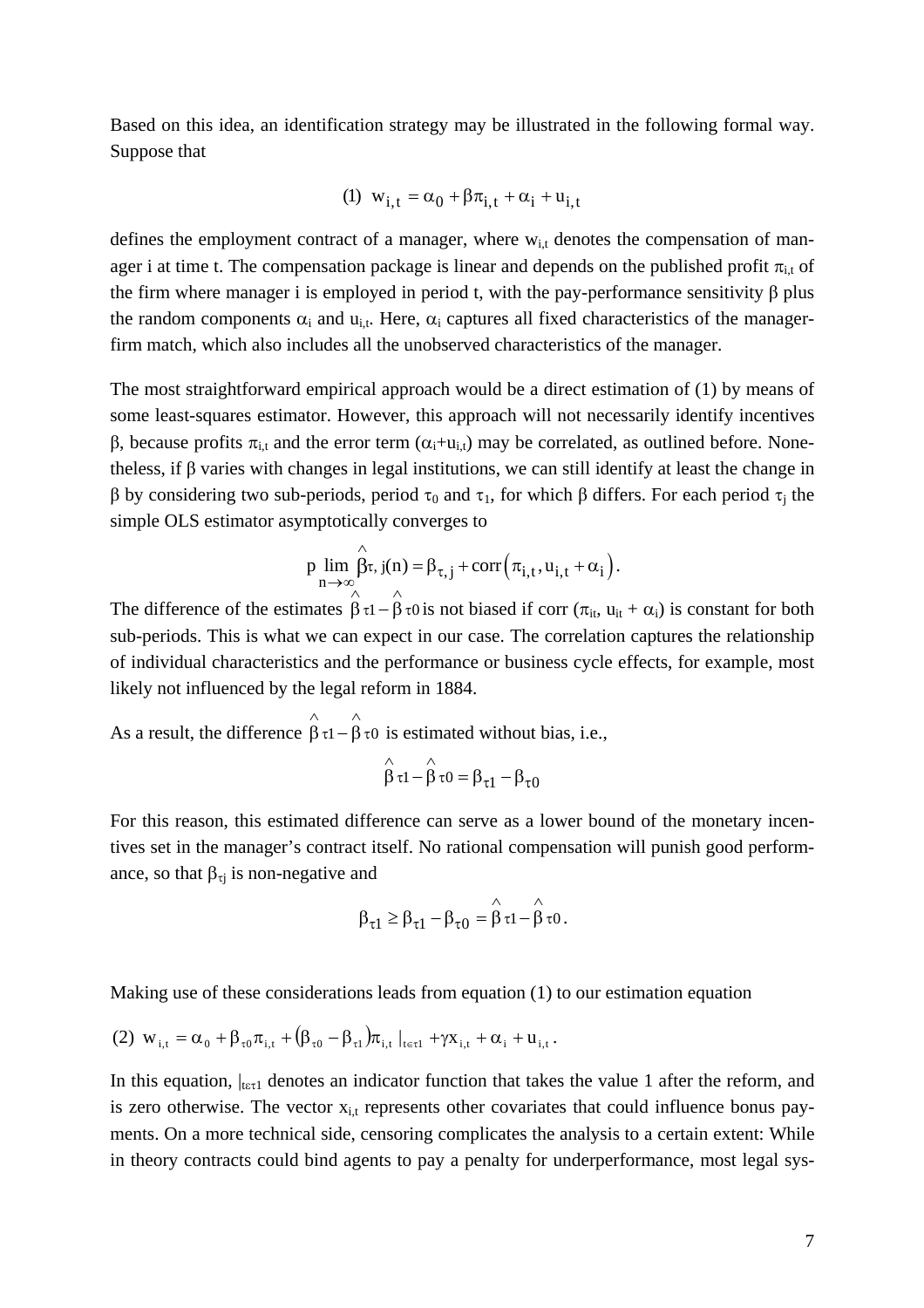Based on this idea, an identification strategy may be illustrated in the following formal way. Suppose that

$$\text{(1)}\quad w_{i,t} = \alpha_0 + \beta\pi_{i,t} + \alpha_i + u_{i,t}$$

defines the employment contract of a manager, where $w_{i,t}$ denotes the compensation of manager i at time t. The compensation package is linear and depends on the published profit $\pi_{i,t}$ of the firm where manager i is employed in period t, with the pay-performance sensitivity $\beta$ plus the random components $\alpha_i$ and $u_{i,t}$. Here, $\alpha_i$ captures all fixed characteristics of the manager-firm match, which also includes all the unobserved characteristics of the manager.

The most straightforward empirical approach would be a direct estimation of (1) by means of some least-squares estimator. However, this approach will not necessarily identify incentives $\beta$, because profits $\pi_{i,t}$ and the error term $(\alpha_i+u_{i,t})$ may be correlated, as outlined before. Nonetheless, if $\beta$ varies with changes in legal institutions, we can still identify at least the change in $\beta$ by considering two sub-periods, period $\tau_0$ and $\tau_1$, for which $\beta$ differs. For each period $\tau_j$ the simple OLS estimator asymptotically converges to

$$\operatorname*{p\,lim}_{n\to\infty} \hat{\beta}_{\tau,j}(n) = \beta_{\tau,j} + \operatorname{corr}\left(\pi_{i,t}, u_{i,t} + \alpha_i\right).$$

The difference of the estimates $\hat{\beta}_{\tau1} - \hat{\beta}_{\tau0}$ is not biased if corr $(\pi_{it}, u_{it} + \alpha_i)$ is constant for both sub-periods. This is what we can expect in our case. The correlation captures the relationship of individual characteristics and the performance or business cycle effects, for example, most likely not influenced by the legal reform in 1884.

As a result, the difference $\hat{\beta}_{\tau1} - \hat{\beta}_{\tau0}$ is estimated without bias, i.e.,

$$\hat{\beta}_{\tau1} - \hat{\beta}_{\tau0} = \beta_{\tau1} - \beta_{\tau0}$$

For this reason, this estimated difference can serve as a lower bound of the monetary incentives set in the manager's contract itself. No rational compensation will punish good performance, so that $\beta_{\tau j}$ is non-negative and

$$\beta_{\tau1} \geq \beta_{\tau1} - \beta_{\tau0} = \hat{\beta}_{\tau1} - \hat{\beta}_{\tau0}.$$

Making use of these considerations leads from equation (1) to our estimation equation

$$\text{(2)}\quad w_{i,t} = \alpha_0 + \beta_{\tau0}\pi_{i,t} + (\beta_{\tau0} - \beta_{\tau1})\pi_{i,t}\,|_{t\in\tau1} + \gamma x_{i,t} + \alpha_i + u_{i,t}.$$

In this equation, $|_{t\varepsilon\tau1}$ denotes an indicator function that takes the value 1 after the reform, and is zero otherwise. The vector $x_{i,t}$ represents other covariates that could influence bonus payments. On a more technical side, censoring complicates the analysis to a certain extent: While in theory contracts could bind agents to pay a penalty for underperformance, most legal sys-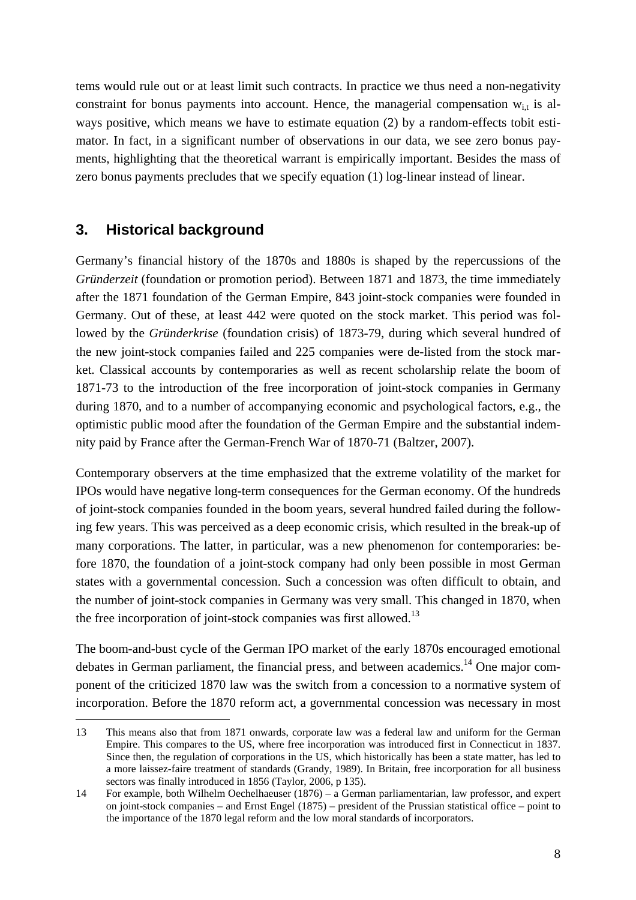tems would rule out or at least limit such contracts. In practice we thus need a non-negativity constraint for bonus payments into account. Hence, the managerial compensation $w_{i,t}$ is always positive, which means we have to estimate equation (2) by a random-effects tobit estimator. In fact, in a significant number of observations in our data, we see zero bonus payments, highlighting that the theoretical warrant is empirically important. Besides the mass of zero bonus payments precludes that we specify equation (1) log-linear instead of linear.

## 3. Historical background

Germany's financial history of the 1870s and 1880s is shaped by the repercussions of the *Gründerzeit* (foundation or promotion period). Between 1871 and 1873, the time immediately after the 1871 foundation of the German Empire, 843 joint-stock companies were founded in Germany. Out of these, at least 442 were quoted on the stock market. This period was followed by the *Gründerkrise* (foundation crisis) of 1873-79, during which several hundred of the new joint-stock companies failed and 225 companies were de-listed from the stock market. Classical accounts by contemporaries as well as recent scholarship relate the boom of 1871-73 to the introduction of the free incorporation of joint-stock companies in Germany during 1870, and to a number of accompanying economic and psychological factors, e.g., the optimistic public mood after the foundation of the German Empire and the substantial indemnity paid by France after the German-French War of 1870-71 (Baltzer, 2007).

Contemporary observers at the time emphasized that the extreme volatility of the market for IPOs would have negative long-term consequences for the German economy. Of the hundreds of joint-stock companies founded in the boom years, several hundred failed during the following few years. This was perceived as a deep economic crisis, which resulted in the break-up of many corporations. The latter, in particular, was a new phenomenon for contemporaries: before 1870, the foundation of a joint-stock company had only been possible in most German states with a governmental concession. Such a concession was often difficult to obtain, and the number of joint-stock companies in Germany was very small. This changed in 1870, when the free incorporation of joint-stock companies was first allowed.[13]

The boom-and-bust cycle of the German IPO market of the early 1870s encouraged emotional debates in German parliament, the financial press, and between academics.[14] One major component of the criticized 1870 law was the switch from a concession to a normative system of incorporation. Before the 1870 reform act, a governmental concession was necessary in most

13 This means also that from 1871 onwards, corporate law was a federal law and uniform for the German Empire. This compares to the US, where free incorporation was introduced first in Connecticut in 1837. Since then, the regulation of corporations in the US, which historically has been a state matter, has led to a more laissez-faire treatment of standards (Grandy, 1989). In Britain, free incorporation for all business sectors was finally introduced in 1856 (Taylor, 2006, p 135).

14 For example, both Wilhelm Oechelhaeuser (1876) – a German parliamentarian, law professor, and expert on joint-stock companies – and Ernst Engel (1875) – president of the Prussian statistical office – point to the importance of the 1870 legal reform and the low moral standards of incorporators.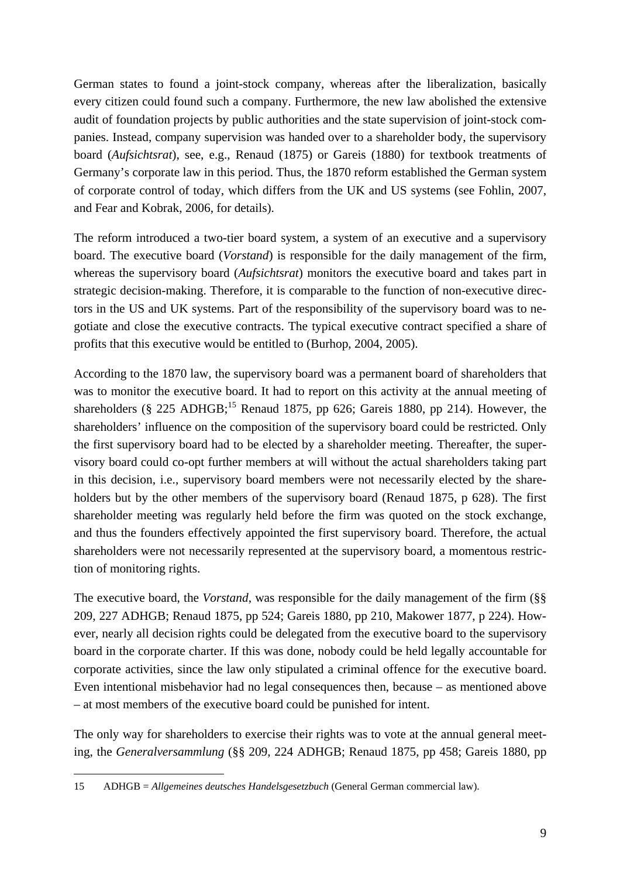German states to found a joint-stock company, whereas after the liberalization, basically every citizen could found such a company. Furthermore, the new law abolished the extensive audit of foundation projects by public authorities and the state supervision of joint-stock companies. Instead, company supervision was handed over to a shareholder body, the supervisory board (*Aufsichtsrat*), see, e.g., Renaud (1875) or Gareis (1880) for textbook treatments of Germany's corporate law in this period. Thus, the 1870 reform established the German system of corporate control of today, which differs from the UK and US systems (see Fohlin, 2007, and Fear and Kobrak, 2006, for details).

The reform introduced a two-tier board system, a system of an executive and a supervisory board. The executive board (*Vorstand*) is responsible for the daily management of the firm, whereas the supervisory board (*Aufsichtsrat*) monitors the executive board and takes part in strategic decision-making. Therefore, it is comparable to the function of non-executive directors in the US and UK systems. Part of the responsibility of the supervisory board was to negotiate and close the executive contracts. The typical executive contract specified a share of profits that this executive would be entitled to (Burhop, 2004, 2005).

According to the 1870 law, the supervisory board was a permanent board of shareholders that was to monitor the executive board. It had to report on this activity at the annual meeting of shareholders (§ 225 ADHGB;[15] Renaud 1875, pp 626; Gareis 1880, pp 214). However, the shareholders' influence on the composition of the supervisory board could be restricted. Only the first supervisory board had to be elected by a shareholder meeting. Thereafter, the supervisory board could co-opt further members at will without the actual shareholders taking part in this decision, i.e., supervisory board members were not necessarily elected by the shareholders but by the other members of the supervisory board (Renaud 1875, p 628). The first shareholder meeting was regularly held before the firm was quoted on the stock exchange, and thus the founders effectively appointed the first supervisory board. Therefore, the actual shareholders were not necessarily represented at the supervisory board, a momentous restriction of monitoring rights.

The executive board, the *Vorstand*, was responsible for the daily management of the firm (§§ 209, 227 ADHGB; Renaud 1875, pp 524; Gareis 1880, pp 210, Makower 1877, p 224). However, nearly all decision rights could be delegated from the executive board to the supervisory board in the corporate charter. If this was done, nobody could be held legally accountable for corporate activities, since the law only stipulated a criminal offence for the executive board. Even intentional misbehavior had no legal consequences then, because – as mentioned above – at most members of the executive board could be punished for intent.

The only way for shareholders to exercise their rights was to vote at the annual general meeting, the *Generalversammlung* (§§ 209, 224 ADHGB; Renaud 1875, pp 458; Gareis 1880, pp

15 ADHGB = *Allgemeines deutsches Handelsgesetzbuch* (General German commercial law).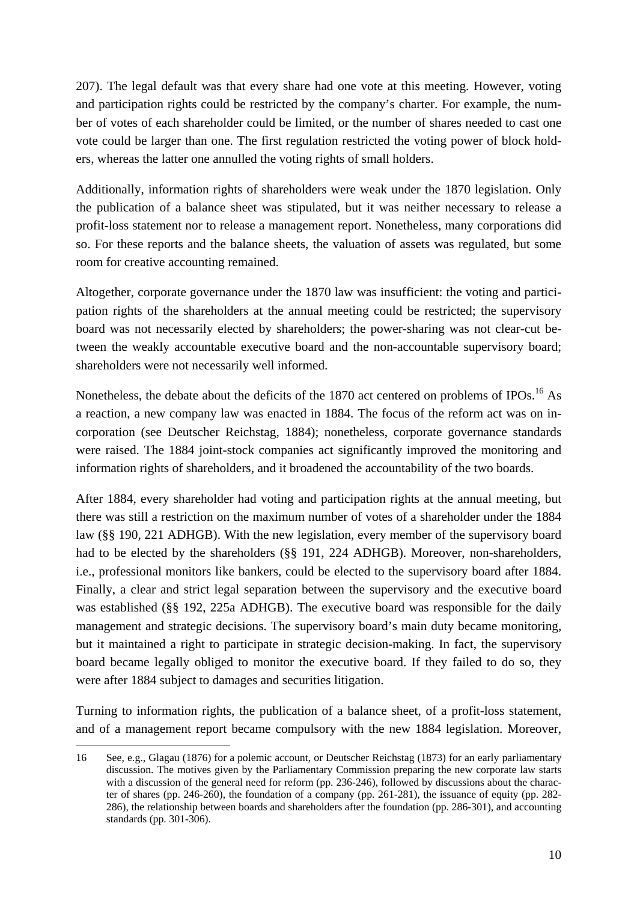207). The legal default was that every share had one vote at this meeting. However, voting and participation rights could be restricted by the company's charter. For example, the number of votes of each shareholder could be limited, or the number of shares needed to cast one vote could be larger than one. The first regulation restricted the voting power of block holders, whereas the latter one annulled the voting rights of small holders.

Additionally, information rights of shareholders were weak under the 1870 legislation. Only the publication of a balance sheet was stipulated, but it was neither necessary to release a profit-loss statement nor to release a management report. Nonetheless, many corporations did so. For these reports and the balance sheets, the valuation of assets was regulated, but some room for creative accounting remained.

Altogether, corporate governance under the 1870 law was insufficient: the voting and participation rights of the shareholders at the annual meeting could be restricted; the supervisory board was not necessarily elected by shareholders; the power-sharing was not clear-cut between the weakly accountable executive board and the non-accountable supervisory board; shareholders were not necessarily well informed.

Nonetheless, the debate about the deficits of the 1870 act centered on problems of IPOs.[16] As a reaction, a new company law was enacted in 1884. The focus of the reform act was on incorporation (see Deutscher Reichstag, 1884); nonetheless, corporate governance standards were raised. The 1884 joint-stock companies act significantly improved the monitoring and information rights of shareholders, and it broadened the accountability of the two boards.

After 1884, every shareholder had voting and participation rights at the annual meeting, but there was still a restriction on the maximum number of votes of a shareholder under the 1884 law (§§ 190, 221 ADHGB). With the new legislation, every member of the supervisory board had to be elected by the shareholders (§§ 191, 224 ADHGB). Moreover, non-shareholders, i.e., professional monitors like bankers, could be elected to the supervisory board after 1884. Finally, a clear and strict legal separation between the supervisory and the executive board was established (§§ 192, 225a ADHGB). The executive board was responsible for the daily management and strategic decisions. The supervisory board's main duty became monitoring, but it maintained a right to participate in strategic decision-making. In fact, the supervisory board became legally obliged to monitor the executive board. If they failed to do so, they were after 1884 subject to damages and securities litigation.

Turning to information rights, the publication of a balance sheet, of a profit-loss statement, and of a management report became compulsory with the new 1884 legislation. Moreover,

16 See, e.g., Glagau (1876) for a polemic account, or Deutscher Reichstag (1873) for an early parliamentary discussion. The motives given by the Parliamentary Commission preparing the new corporate law starts with a discussion of the general need for reform (pp. 236-246), followed by discussions about the character of shares (pp. 246-260), the foundation of a company (pp. 261-281), the issuance of equity (pp. 282-286), the relationship between boards and shareholders after the foundation (pp. 286-301), and accounting standards (pp. 301-306).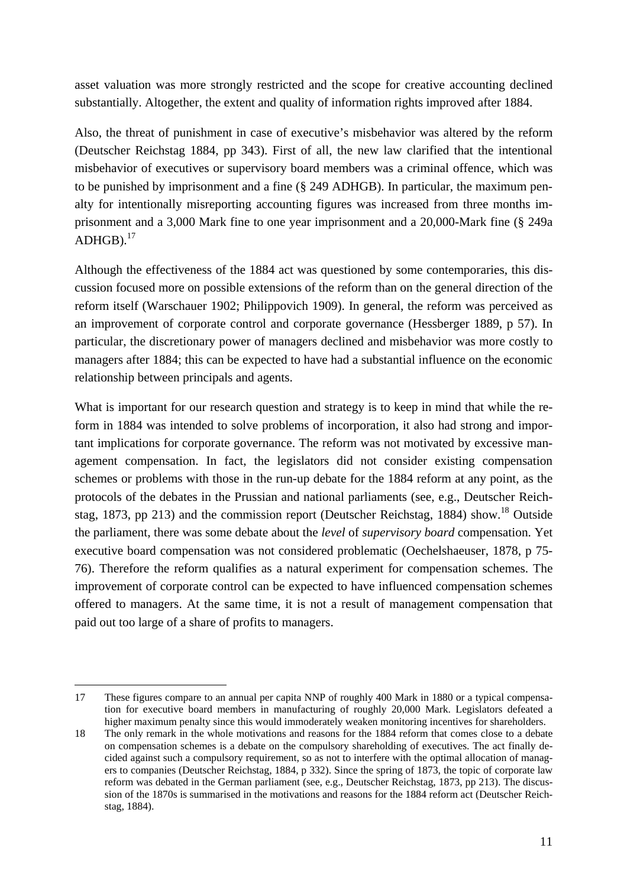asset valuation was more strongly restricted and the scope for creative accounting declined substantially. Altogether, the extent and quality of information rights improved after 1884.

Also, the threat of punishment in case of executive's misbehavior was altered by the reform (Deutscher Reichstag 1884, pp 343). First of all, the new law clarified that the intentional misbehavior of executives or supervisory board members was a criminal offence, which was to be punished by imprisonment and a fine (§ 249 ADHGB). In particular, the maximum penalty for intentionally misreporting accounting figures was increased from three months imprisonment and a 3,000 Mark fine to one year imprisonment and a 20,000-Mark fine (§ 249a ADHGB).[17]

Although the effectiveness of the 1884 act was questioned by some contemporaries, this discussion focused more on possible extensions of the reform than on the general direction of the reform itself (Warschauer 1902; Philippovich 1909). In general, the reform was perceived as an improvement of corporate control and corporate governance (Hessberger 1889, p 57). In particular, the discretionary power of managers declined and misbehavior was more costly to managers after 1884; this can be expected to have had a substantial influence on the economic relationship between principals and agents.

What is important for our research question and strategy is to keep in mind that while the reform in 1884 was intended to solve problems of incorporation, it also had strong and important implications for corporate governance. The reform was not motivated by excessive management compensation. In fact, the legislators did not consider existing compensation schemes or problems with those in the run-up debate for the 1884 reform at any point, as the protocols of the debates in the Prussian and national parliaments (see, e.g., Deutscher Reichstag, 1873, pp 213) and the commission report (Deutscher Reichstag, 1884) show.[18] Outside the parliament, there was some debate about the *level* of *supervisory board* compensation. Yet executive board compensation was not considered problematic (Oechelshaeuser, 1878, p 75-76). Therefore the reform qualifies as a natural experiment for compensation schemes. The improvement of corporate control can be expected to have influenced compensation schemes offered to managers. At the same time, it is not a result of management compensation that paid out too large of a share of profits to managers.

---

17 These figures compare to an annual per capita NNP of roughly 400 Mark in 1880 or a typical compensation for executive board members in manufacturing of roughly 20,000 Mark. Legislators defeated a higher maximum penalty since this would immoderately weaken monitoring incentives for shareholders.

18 The only remark in the whole motivations and reasons for the 1884 reform that comes close to a debate on compensation schemes is a debate on the compulsory shareholding of executives. The act finally decided against such a compulsory requirement, so as not to interfere with the optimal allocation of managers to companies (Deutscher Reichstag, 1884, p 332). Since the spring of 1873, the topic of corporate law reform was debated in the German parliament (see, e.g., Deutscher Reichstag, 1873, pp 213). The discussion of the 1870s is summarised in the motivations and reasons for the 1884 reform act (Deutscher Reichstag, 1884).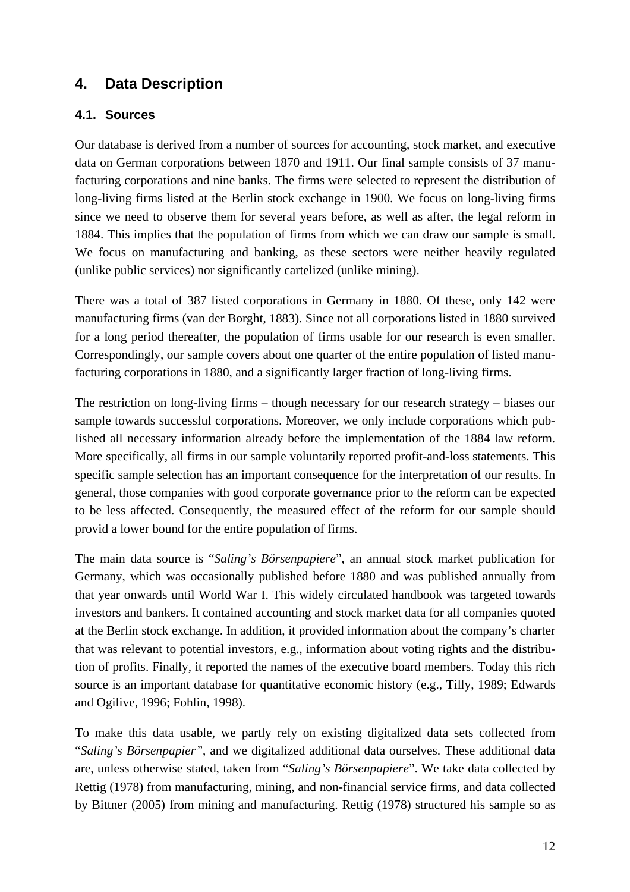## 4. Data Description

### 4.1. Sources

Our database is derived from a number of sources for accounting, stock market, and executive data on German corporations between 1870 and 1911. Our final sample consists of 37 manufacturing corporations and nine banks. The firms were selected to represent the distribution of long-living firms listed at the Berlin stock exchange in 1900. We focus on long-living firms since we need to observe them for several years before, as well as after, the legal reform in 1884. This implies that the population of firms from which we can draw our sample is small. We focus on manufacturing and banking, as these sectors were neither heavily regulated (unlike public services) nor significantly cartelized (unlike mining).

There was a total of 387 listed corporations in Germany in 1880. Of these, only 142 were manufacturing firms (van der Borght, 1883). Since not all corporations listed in 1880 survived for a long period thereafter, the population of firms usable for our research is even smaller. Correspondingly, our sample covers about one quarter of the entire population of listed manufacturing corporations in 1880, and a significantly larger fraction of long-living firms.

The restriction on long-living firms – though necessary for our research strategy – biases our sample towards successful corporations. Moreover, we only include corporations which published all necessary information already before the implementation of the 1884 law reform. More specifically, all firms in our sample voluntarily reported profit-and-loss statements. This specific sample selection has an important consequence for the interpretation of our results. In general, those companies with good corporate governance prior to the reform can be expected to be less affected. Consequently, the measured effect of the reform for our sample should provid a lower bound for the entire population of firms.

The main data source is "*Saling's Börsenpapiere*", an annual stock market publication for Germany, which was occasionally published before 1880 and was published annually from that year onwards until World War I. This widely circulated handbook was targeted towards investors and bankers. It contained accounting and stock market data for all companies quoted at the Berlin stock exchange. In addition, it provided information about the company's charter that was relevant to potential investors, e.g., information about voting rights and the distribution of profits. Finally, it reported the names of the executive board members. Today this rich source is an important database for quantitative economic history (e.g., Tilly, 1989; Edwards and Ogilive, 1996; Fohlin, 1998).

To make this data usable, we partly rely on existing digitalized data sets collected from "*Saling's Börsenpapier"*, and we digitalized additional data ourselves. These additional data are, unless otherwise stated, taken from "*Saling's Börsenpapiere*". We take data collected by Rettig (1978) from manufacturing, mining, and non-financial service firms, and data collected by Bittner (2005) from mining and manufacturing. Rettig (1978) structured his sample so as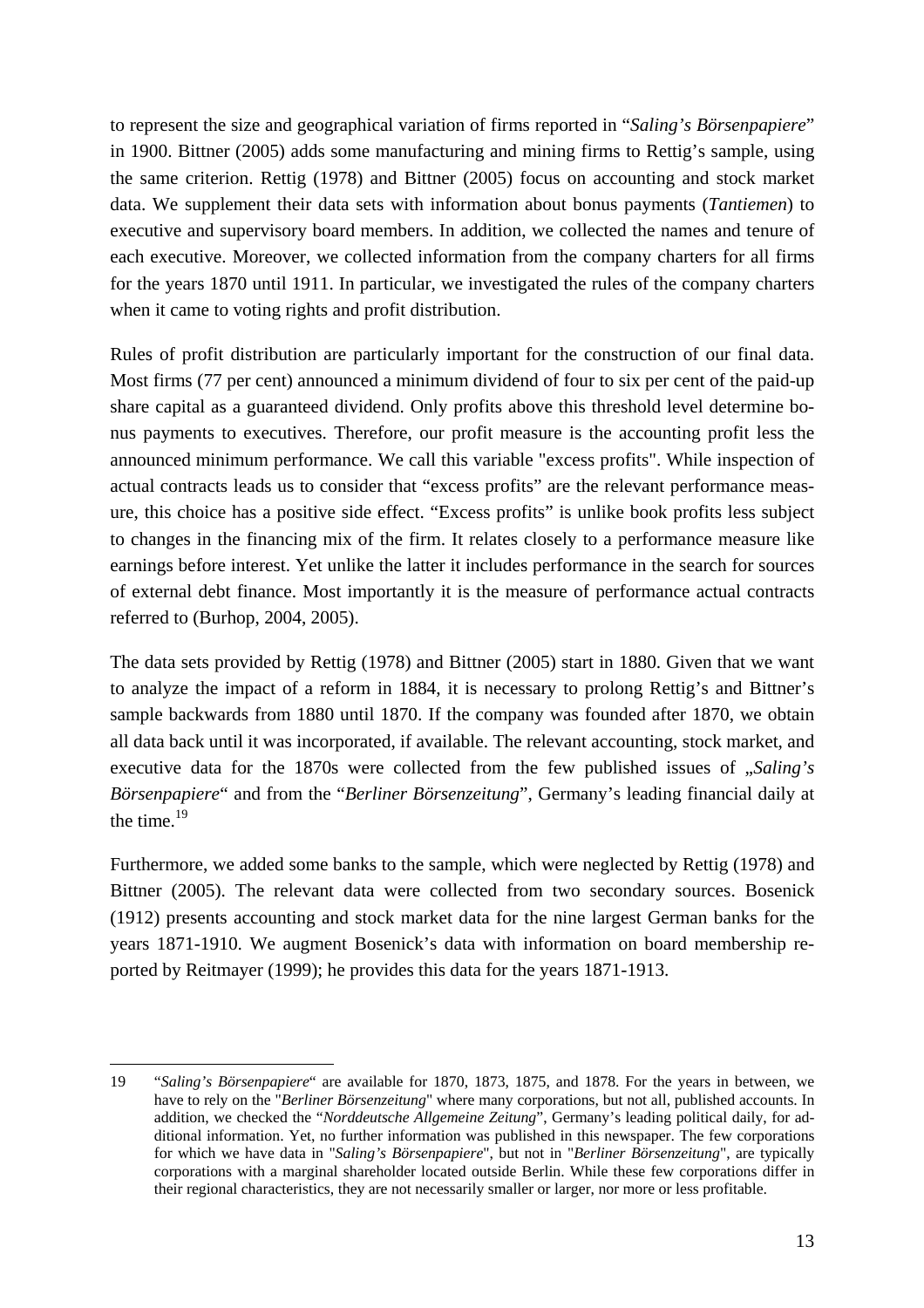to represent the size and geographical variation of firms reported in "*Saling's Börsenpapiere*" in 1900. Bittner (2005) adds some manufacturing and mining firms to Rettig's sample, using the same criterion. Rettig (1978) and Bittner (2005) focus on accounting and stock market data. We supplement their data sets with information about bonus payments (*Tantiemen*) to executive and supervisory board members. In addition, we collected the names and tenure of each executive. Moreover, we collected information from the company charters for all firms for the years 1870 until 1911. In particular, we investigated the rules of the company charters when it came to voting rights and profit distribution.

Rules of profit distribution are particularly important for the construction of our final data. Most firms (77 per cent) announced a minimum dividend of four to six per cent of the paid-up share capital as a guaranteed dividend. Only profits above this threshold level determine bonus payments to executives. Therefore, our profit measure is the accounting profit less the announced minimum performance. We call this variable "excess profits". While inspection of actual contracts leads us to consider that "excess profits" are the relevant performance measure, this choice has a positive side effect. "Excess profits" is unlike book profits less subject to changes in the financing mix of the firm. It relates closely to a performance measure like earnings before interest. Yet unlike the latter it includes performance in the search for sources of external debt finance. Most importantly it is the measure of performance actual contracts referred to (Burhop, 2004, 2005).

The data sets provided by Rettig (1978) and Bittner (2005) start in 1880. Given that we want to analyze the impact of a reform in 1884, it is necessary to prolong Rettig's and Bittner's sample backwards from 1880 until 1870. If the company was founded after 1870, we obtain all data back until it was incorporated, if available. The relevant accounting, stock market, and executive data for the 1870s were collected from the few published issues of „*Saling's Börsenpapiere*" and from the "*Berliner Börsenzeitung*", Germany's leading financial daily at the time.[19]

Furthermore, we added some banks to the sample, which were neglected by Rettig (1978) and Bittner (2005). The relevant data were collected from two secondary sources. Bosenick (1912) presents accounting and stock market data for the nine largest German banks for the years 1871-1910. We augment Bosenick's data with information on board membership reported by Reitmayer (1999); he provides this data for the years 1871-1913.

---

19 "*Saling's Börsenpapiere*" are available for 1870, 1873, 1875, and 1878. For the years in between, we have to rely on the "*Berliner Börsenzeitung*" where many corporations, but not all, published accounts. In addition, we checked the "*Norddeutsche Allgemeine Zeitung*", Germany's leading political daily, for additional information. Yet, no further information was published in this newspaper. The few corporations for which we have data in "*Saling's Börsenpapiere*", but not in "*Berliner Börsenzeitung*", are typically corporations with a marginal shareholder located outside Berlin. While these few corporations differ in their regional characteristics, they are not necessarily smaller or larger, nor more or less profitable.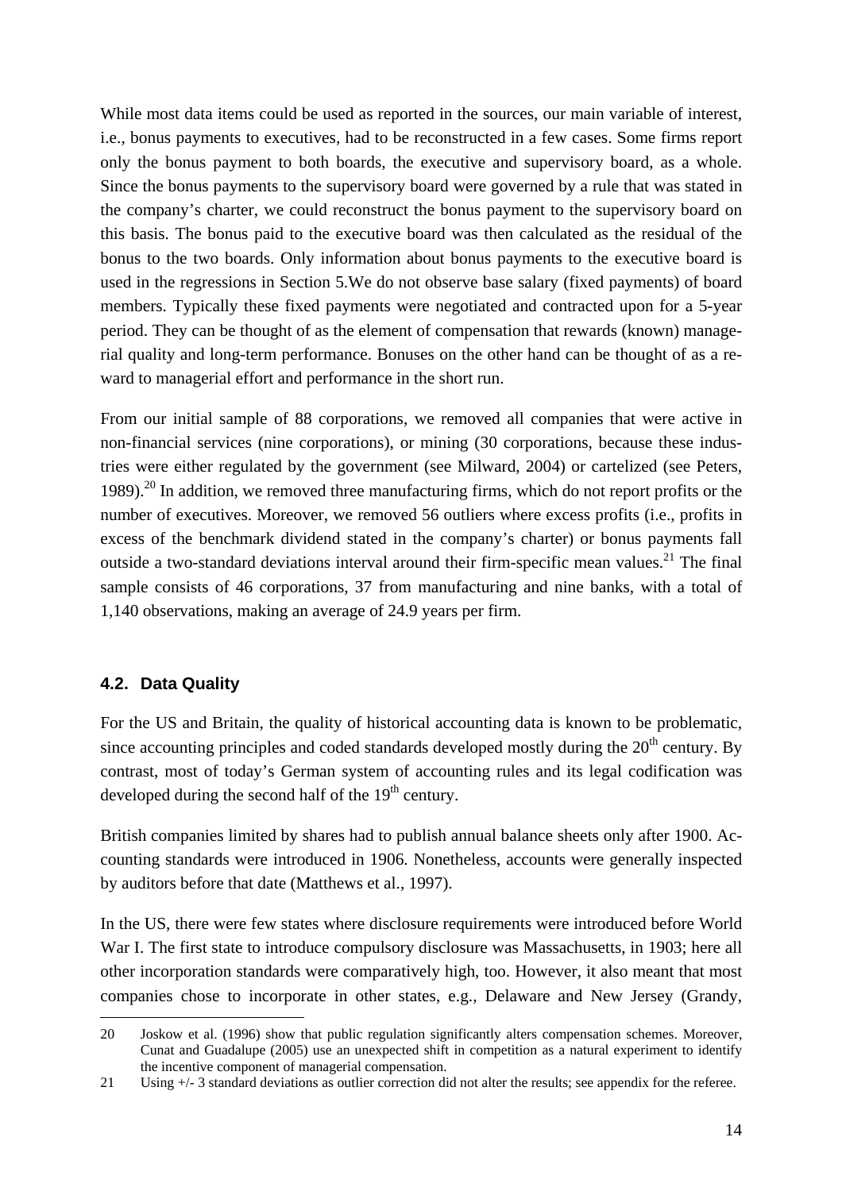While most data items could be used as reported in the sources, our main variable of interest, i.e., bonus payments to executives, had to be reconstructed in a few cases. Some firms report only the bonus payment to both boards, the executive and supervisory board, as a whole. Since the bonus payments to the supervisory board were governed by a rule that was stated in the company's charter, we could reconstruct the bonus payment to the supervisory board on this basis. The bonus paid to the executive board was then calculated as the residual of the bonus to the two boards. Only information about bonus payments to the executive board is used in the regressions in Section 5.We do not observe base salary (fixed payments) of board members. Typically these fixed payments were negotiated and contracted upon for a 5-year period. They can be thought of as the element of compensation that rewards (known) managerial quality and long-term performance. Bonuses on the other hand can be thought of as a reward to managerial effort and performance in the short run.

From our initial sample of 88 corporations, we removed all companies that were active in non-financial services (nine corporations), or mining (30 corporations, because these industries were either regulated by the government (see Milward, 2004) or cartelized (see Peters, 1989).[20] In addition, we removed three manufacturing firms, which do not report profits or the number of executives. Moreover, we removed 56 outliers where excess profits (i.e., profits in excess of the benchmark dividend stated in the company's charter) or bonus payments fall outside a two-standard deviations interval around their firm-specific mean values.[21] The final sample consists of 46 corporations, 37 from manufacturing and nine banks, with a total of 1,140 observations, making an average of 24.9 years per firm.

### 4.2. Data Quality

For the US and Britain, the quality of historical accounting data is known to be problematic, since accounting principles and coded standards developed mostly during the 20th century. By contrast, most of today's German system of accounting rules and its legal codification was developed during the second half of the 19th century.

British companies limited by shares had to publish annual balance sheets only after 1900. Accounting standards were introduced in 1906. Nonetheless, accounts were generally inspected by auditors before that date (Matthews et al., 1997).

In the US, there were few states where disclosure requirements were introduced before World War I. The first state to introduce compulsory disclosure was Massachusetts, in 1903; here all other incorporation standards were comparatively high, too. However, it also meant that most companies chose to incorporate in other states, e.g., Delaware and New Jersey (Grandy,

---

20 Joskow et al. (1996) show that public regulation significantly alters compensation schemes. Moreover, Cunat and Guadalupe (2005) use an unexpected shift in competition as a natural experiment to identify the incentive component of managerial compensation.

21 Using +/- 3 standard deviations as outlier correction did not alter the results; see appendix for the referee.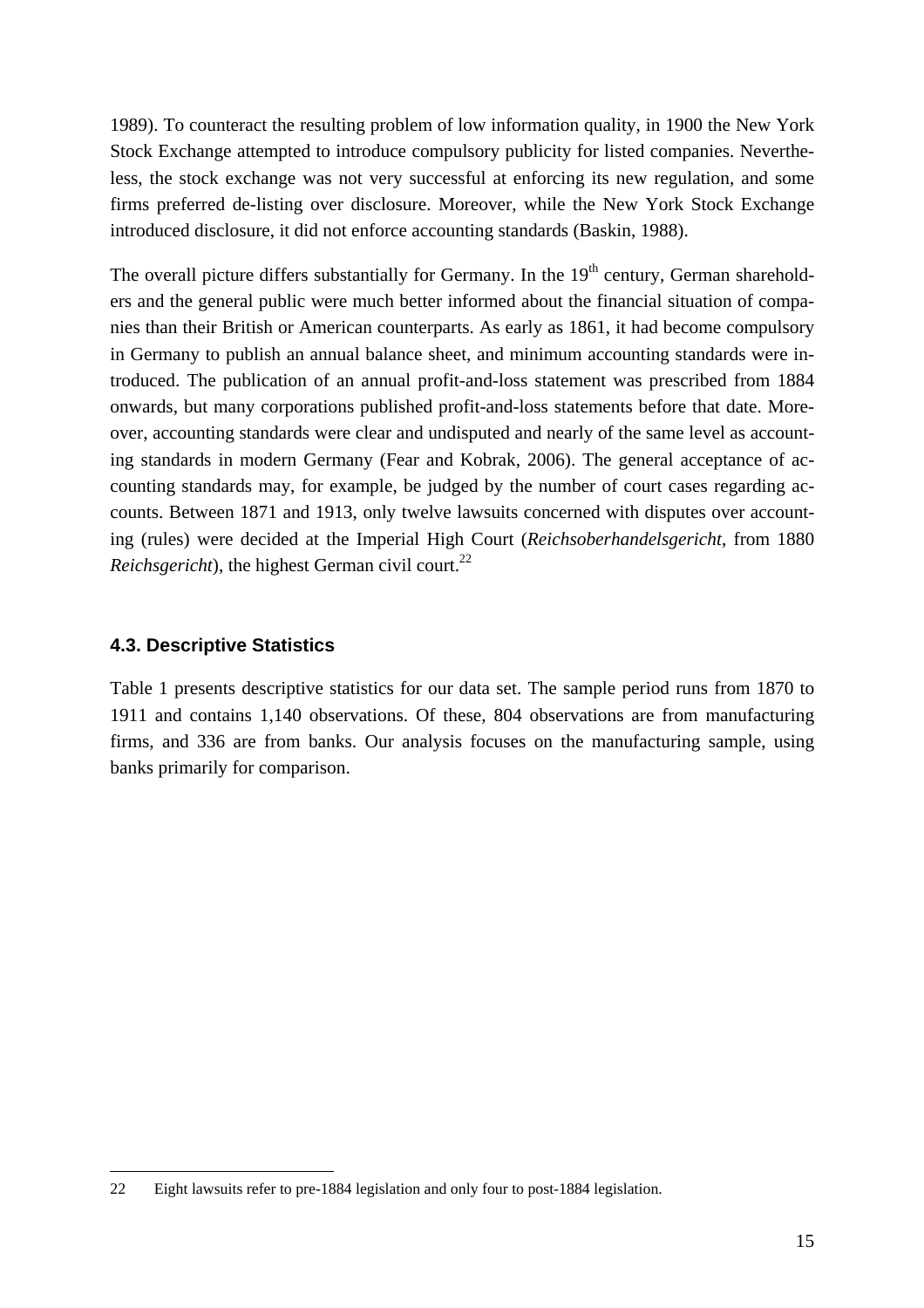1989). To counteract the resulting problem of low information quality, in 1900 the New York Stock Exchange attempted to introduce compulsory publicity for listed companies. Nevertheless, the stock exchange was not very successful at enforcing its new regulation, and some firms preferred de-listing over disclosure. Moreover, while the New York Stock Exchange introduced disclosure, it did not enforce accounting standards (Baskin, 1988).

The overall picture differs substantially for Germany. In the 19th century, German shareholders and the general public were much better informed about the financial situation of companies than their British or American counterparts. As early as 1861, it had become compulsory in Germany to publish an annual balance sheet, and minimum accounting standards were introduced. The publication of an annual profit-and-loss statement was prescribed from 1884 onwards, but many corporations published profit-and-loss statements before that date. Moreover, accounting standards were clear and undisputed and nearly of the same level as accounting standards in modern Germany (Fear and Kobrak, 2006). The general acceptance of accounting standards may, for example, be judged by the number of court cases regarding accounts. Between 1871 and 1913, only twelve lawsuits concerned with disputes over accounting (rules) were decided at the Imperial High Court (*Reichsoberhandelsgericht*, from 1880 *Reichsgericht*), the highest German civil court.[22]

### 4.3. Descriptive Statistics

Table 1 presents descriptive statistics for our data set. The sample period runs from 1870 to 1911 and contains 1,140 observations. Of these, 804 observations are from manufacturing firms, and 336 are from banks. Our analysis focuses on the manufacturing sample, using banks primarily for comparison.

---

22 Eight lawsuits refer to pre-1884 legislation and only four to post-1884 legislation.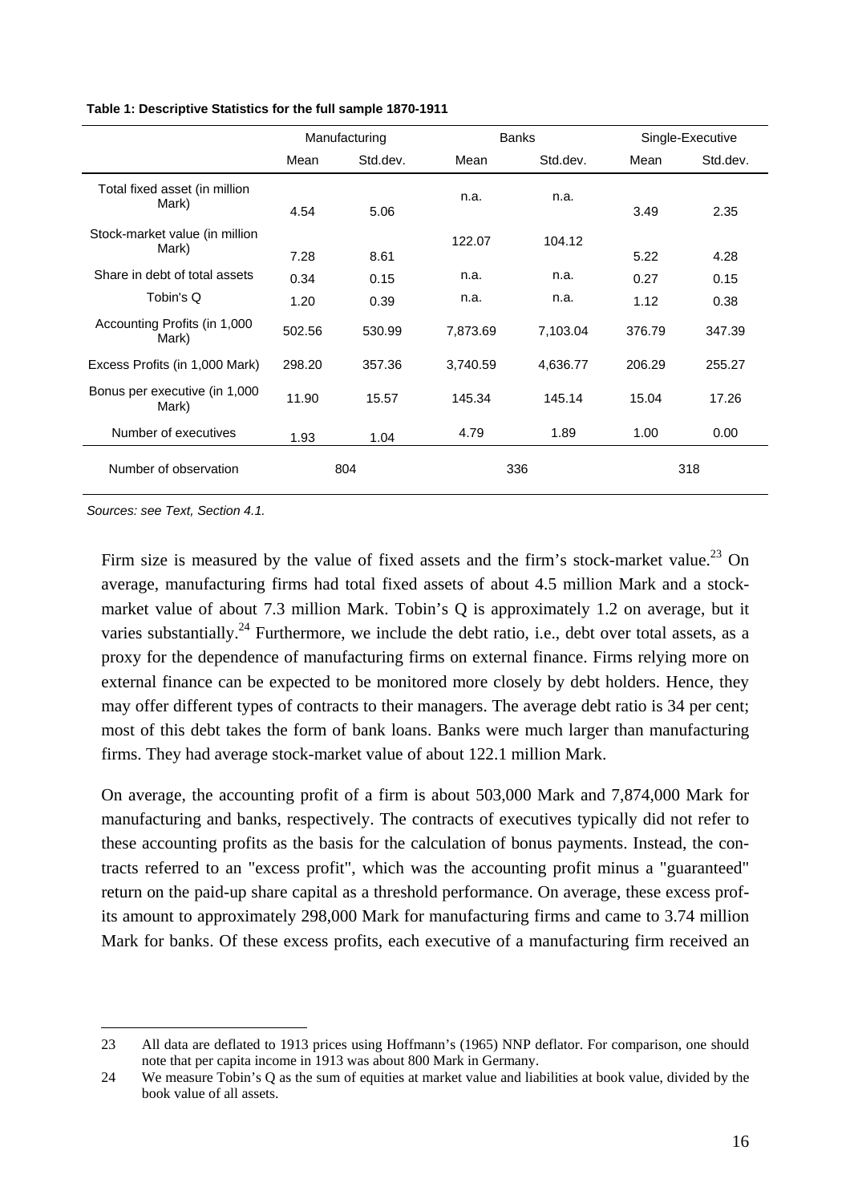**Table 1: Descriptive Statistics for the full sample 1870-1911**

| | Manufacturing | | Banks | | Single-Executive | |
|---|---|---|---|---|---|---|
| | Mean | Std.dev. | Mean | Std.dev. | Mean | Std.dev. |
| Total fixed asset (in million Mark) | 4.54 | 5.06 | n.a. | n.a. | 3.49 | 2.35 |
| Stock-market value (in million Mark) | 7.28 | 8.61 | 122.07 | 104.12 | 5.22 | 4.28 |
| Share in debt of total assets | 0.34 | 0.15 | n.a. | n.a. | 0.27 | 0.15 |
| Tobin's Q | 1.20 | 0.39 | n.a. | n.a. | 1.12 | 0.38 |
| Accounting Profits (in 1,000 Mark) | 502.56 | 530.99 | 7,873.69 | 7,103.04 | 376.79 | 347.39 |
| Excess Profits (in 1,000 Mark) | 298.20 | 357.36 | 3,740.59 | 4,636.77 | 206.29 | 255.27 |
| Bonus per executive (in 1,000 Mark) | 11.90 | 15.57 | 145.34 | 145.14 | 15.04 | 17.26 |
| Number of executives | 1.93 | 1.04 | 4.79 | 1.89 | 1.00 | 0.00 |
| Number of observation | 804 | | 336 | | 318 | |

*Sources: see Text, Section 4.1.*

Firm size is measured by the value of fixed assets and the firm's stock-market value.[23] On average, manufacturing firms had total fixed assets of about 4.5 million Mark and a stock-market value of about 7.3 million Mark. Tobin's Q is approximately 1.2 on average, but it varies substantially.[24] Furthermore, we include the debt ratio, i.e., debt over total assets, as a proxy for the dependence of manufacturing firms on external finance. Firms relying more on external finance can be expected to be monitored more closely by debt holders. Hence, they may offer different types of contracts to their managers. The average debt ratio is 34 per cent; most of this debt takes the form of bank loans. Banks were much larger than manufacturing firms. They had average stock-market value of about 122.1 million Mark.

On average, the accounting profit of a firm is about 503,000 Mark and 7,874,000 Mark for manufacturing and banks, respectively. The contracts of executives typically did not refer to these accounting profits as the basis for the calculation of bonus payments. Instead, the contracts referred to an "excess profit", which was the accounting profit minus a "guaranteed" return on the paid-up share capital as a threshold performance. On average, these excess profits amount to approximately 298,000 Mark for manufacturing firms and came to 3.74 million Mark for banks. Of these excess profits, each executive of a manufacturing firm received an

---

23 All data are deflated to 1913 prices using Hoffmann's (1965) NNP deflator. For comparison, one should note that per capita income in 1913 was about 800 Mark in Germany.

24 We measure Tobin's Q as the sum of equities at market value and liabilities at book value, divided by the book value of all assets.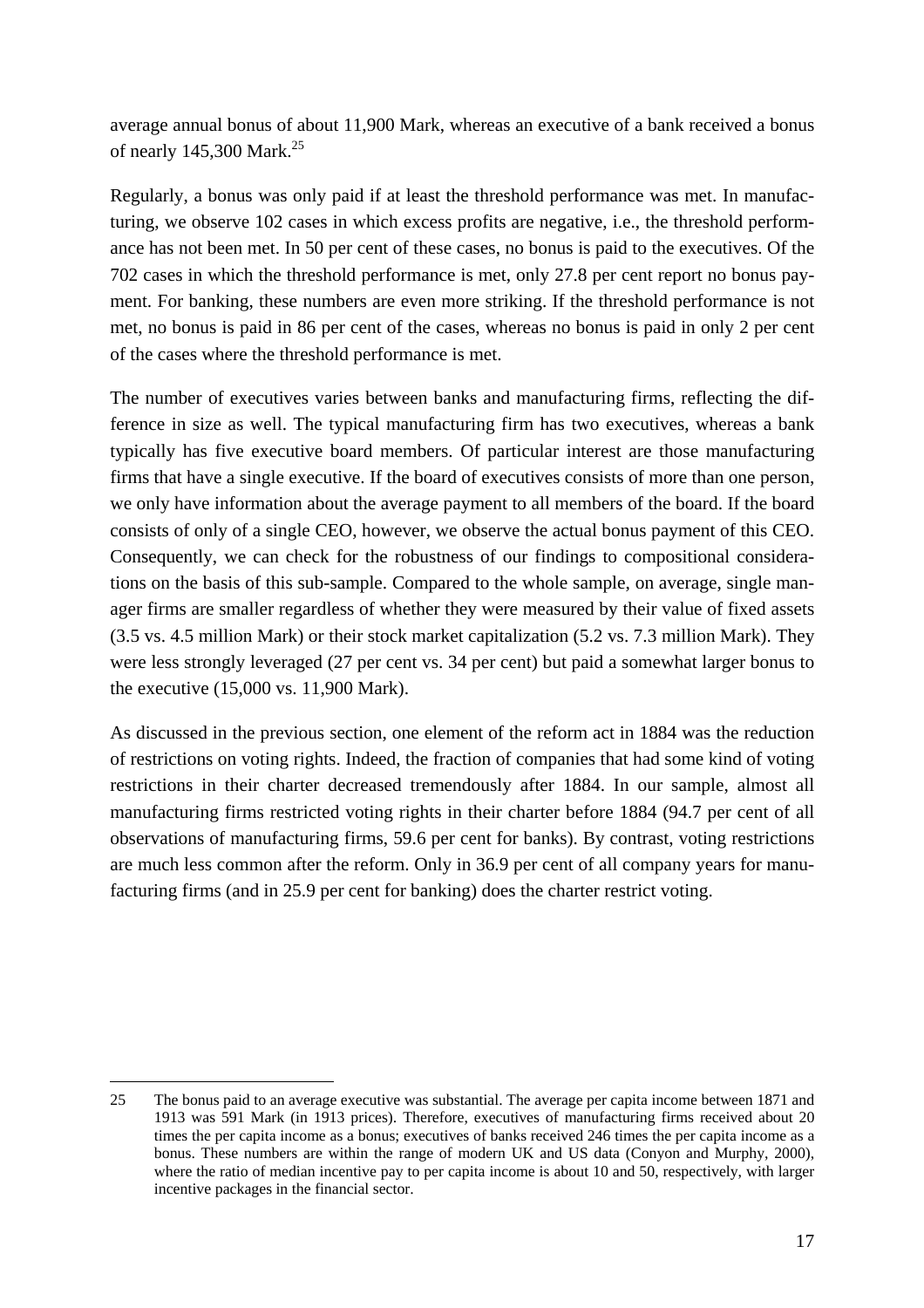average annual bonus of about 11,900 Mark, whereas an executive of a bank received a bonus of nearly 145,300 Mark.[25]

Regularly, a bonus was only paid if at least the threshold performance was met. In manufacturing, we observe 102 cases in which excess profits are negative, i.e., the threshold performance has not been met. In 50 per cent of these cases, no bonus is paid to the executives. Of the 702 cases in which the threshold performance is met, only 27.8 per cent report no bonus payment. For banking, these numbers are even more striking. If the threshold performance is not met, no bonus is paid in 86 per cent of the cases, whereas no bonus is paid in only 2 per cent of the cases where the threshold performance is met.

The number of executives varies between banks and manufacturing firms, reflecting the difference in size as well. The typical manufacturing firm has two executives, whereas a bank typically has five executive board members. Of particular interest are those manufacturing firms that have a single executive. If the board of executives consists of more than one person, we only have information about the average payment to all members of the board. If the board consists of only of a single CEO, however, we observe the actual bonus payment of this CEO. Consequently, we can check for the robustness of our findings to compositional considerations on the basis of this sub-sample. Compared to the whole sample, on average, single manager firms are smaller regardless of whether they were measured by their value of fixed assets (3.5 vs. 4.5 million Mark) or their stock market capitalization (5.2 vs. 7.3 million Mark). They were less strongly leveraged (27 per cent vs. 34 per cent) but paid a somewhat larger bonus to the executive (15,000 vs. 11,900 Mark).

As discussed in the previous section, one element of the reform act in 1884 was the reduction of restrictions on voting rights. Indeed, the fraction of companies that had some kind of voting restrictions in their charter decreased tremendously after 1884. In our sample, almost all manufacturing firms restricted voting rights in their charter before 1884 (94.7 per cent of all observations of manufacturing firms, 59.6 per cent for banks). By contrast, voting restrictions are much less common after the reform. Only in 36.9 per cent of all company years for manufacturing firms (and in 25.9 per cent for banking) does the charter restrict voting.

---

25 The bonus paid to an average executive was substantial. The average per capita income between 1871 and 1913 was 591 Mark (in 1913 prices). Therefore, executives of manufacturing firms received about 20 times the per capita income as a bonus; executives of banks received 246 times the per capita income as a bonus. These numbers are within the range of modern UK and US data (Conyon and Murphy, 2000), where the ratio of median incentive pay to per capita income is about 10 and 50, respectively, with larger incentive packages in the financial sector.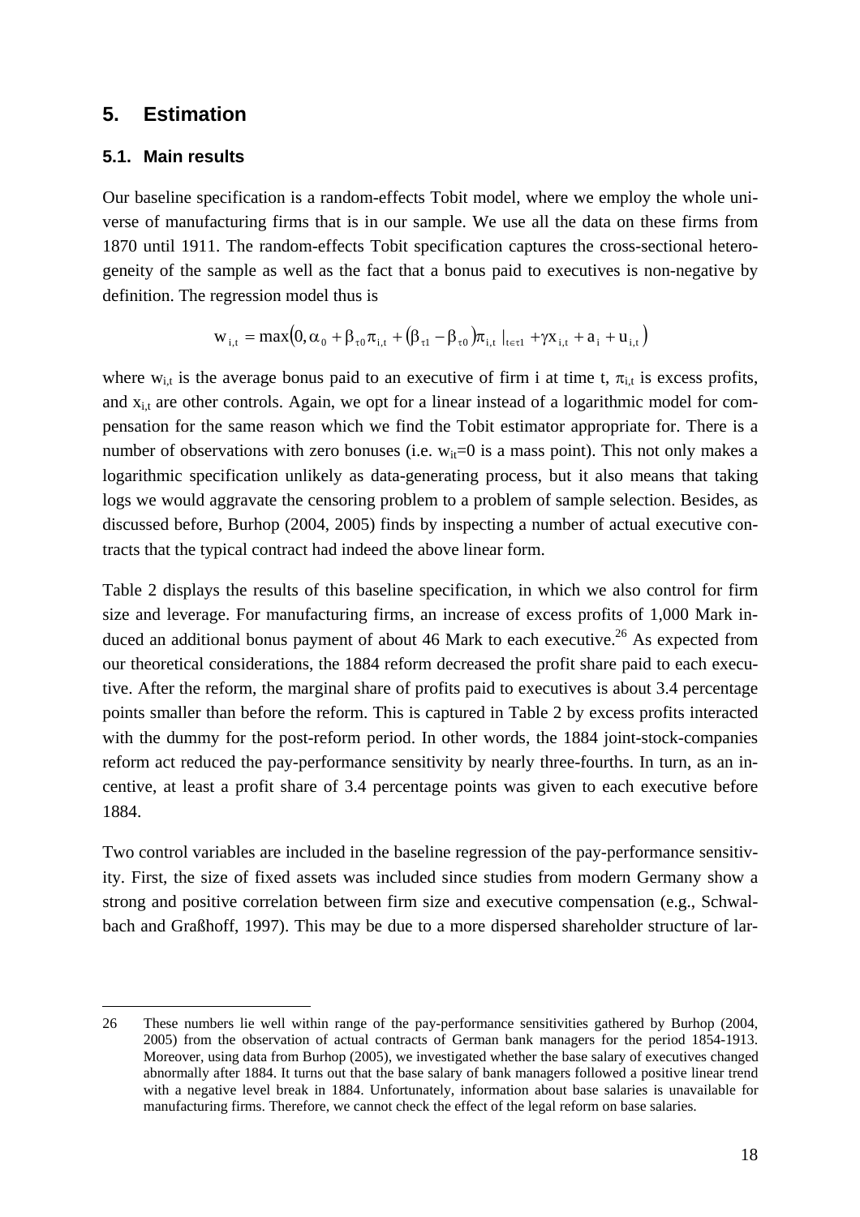## 5. Estimation

### 5.1. Main results

Our baseline specification is a random-effects Tobit model, where we employ the whole universe of manufacturing firms that is in our sample. We use all the data on these firms from 1870 until 1911. The random-effects Tobit specification captures the cross-sectional heterogeneity of the sample as well as the fact that a bonus paid to executives is non-negative by definition. The regression model thus is

$$w_{i,t} = \max\left(0, \alpha_0 + \beta_{\tau 0}\pi_{i,t} + \left(\beta_{\tau 1} - \beta_{\tau 0}\right)\pi_{i,t}\,|_{t\in\tau 1} + \gamma x_{i,t} + a_i + u_{i,t}\right)$$

where $w_{i,t}$ is the average bonus paid to an executive of firm i at time t, $\pi_{i,t}$ is excess profits, and $x_{i,t}$ are other controls. Again, we opt for a linear instead of a logarithmic model for compensation for the same reason which we find the Tobit estimator appropriate for. There is a number of observations with zero bonuses (i.e. $w_{it}=0$ is a mass point). This not only makes a logarithmic specification unlikely as data-generating process, but it also means that taking logs we would aggravate the censoring problem to a problem of sample selection. Besides, as discussed before, Burhop (2004, 2005) finds by inspecting a number of actual executive contracts that the typical contract had indeed the above linear form.

Table 2 displays the results of this baseline specification, in which we also control for firm size and leverage. For manufacturing firms, an increase of excess profits of 1,000 Mark induced an additional bonus payment of about 46 Mark to each executive.[26] As expected from our theoretical considerations, the 1884 reform decreased the profit share paid to each executive. After the reform, the marginal share of profits paid to executives is about 3.4 percentage points smaller than before the reform. This is captured in Table 2 by excess profits interacted with the dummy for the post-reform period. In other words, the 1884 joint-stock-companies reform act reduced the pay-performance sensitivity by nearly three-fourths. In turn, as an incentive, at least a profit share of 3.4 percentage points was given to each executive before 1884.

Two control variables are included in the baseline regression of the pay-performance sensitivity. First, the size of fixed assets was included since studies from modern Germany show a strong and positive correlation between firm size and executive compensation (e.g., Schwalbach and Graßhoff, 1997). This may be due to a more dispersed shareholder structure of lar-

26 These numbers lie well within range of the pay-performance sensitivities gathered by Burhop (2004, 2005) from the observation of actual contracts of German bank managers for the period 1854-1913. Moreover, using data from Burhop (2005), we investigated whether the base salary of executives changed abnormally after 1884. It turns out that the base salary of bank managers followed a positive linear trend with a negative level break in 1884. Unfortunately, information about base salaries is unavailable for manufacturing firms. Therefore, we cannot check the effect of the legal reform on base salaries.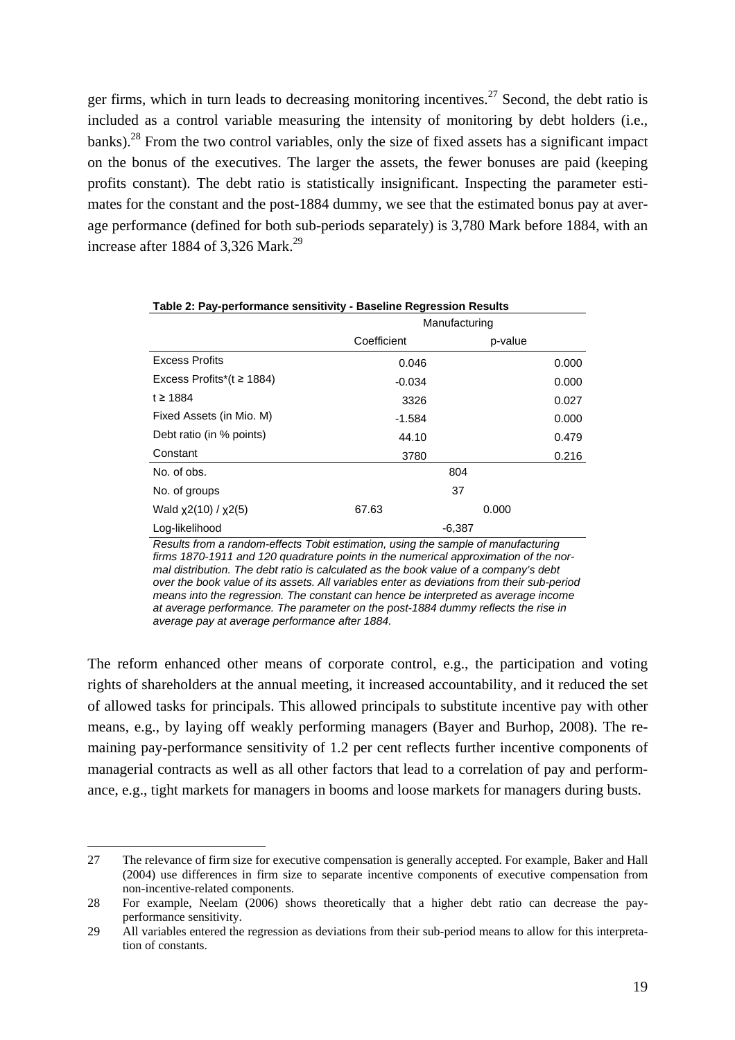ger firms, which in turn leads to decreasing monitoring incentives.[27] Second, the debt ratio is included as a control variable measuring the intensity of monitoring by debt holders (i.e., banks).[28] From the two control variables, only the size of fixed assets has a significant impact on the bonus of the executives. The larger the assets, the fewer bonuses are paid (keeping profits constant). The debt ratio is statistically insignificant. Inspecting the parameter estimates for the constant and the post-1884 dummy, we see that the estimated bonus pay at average performance (defined for both sub-periods separately) is 3,780 Mark before 1884, with an increase after 1884 of 3,326 Mark.[29]

**Table 2: Pay-performance sensitivity - Baseline Regression Results**

| | Manufacturing | |
|---|---|---|
| | Coefficient | p-value |
| Excess Profits | 0.046 | 0.000 |
| Excess Profits*(t ≥ 1884) | -0.034 | 0.000 |
| t ≥ 1884 | 3326 | 0.027 |
| Fixed Assets (in Mio. M) | -1.584 | 0.000 |
| Debt ratio (in % points) | 44.10 | 0.479 |
| Constant | 3780 | 0.216 |
| No. of obs. | 804 | |
| No. of groups | 37 | |
| Wald $\chi2(10)$ / $\chi2(5)$ | 67.63 | 0.000 |
| Log-likelihood | -6,387 | |

*Results from a random-effects Tobit estimation, using the sample of manufacturing firms 1870-1911 and 120 quadrature points in the numerical approximation of the normal distribution. The debt ratio is calculated as the book value of a company's debt over the book value of its assets. All variables enter as deviations from their sub-period means into the regression. The constant can hence be interpreted as average income at average performance. The parameter on the post-1884 dummy reflects the rise in average pay at average performance after 1884.*

The reform enhanced other means of corporate control, e.g., the participation and voting rights of shareholders at the annual meeting, it increased accountability, and it reduced the set of allowed tasks for principals. This allowed principals to substitute incentive pay with other means, e.g., by laying off weakly performing managers (Bayer and Burhop, 2008). The remaining pay-performance sensitivity of 1.2 per cent reflects further incentive components of managerial contracts as well as all other factors that lead to a correlation of pay and performance, e.g., tight markets for managers in booms and loose markets for managers during busts.

---

27 The relevance of firm size for executive compensation is generally accepted. For example, Baker and Hall (2004) use differences in firm size to separate incentive components of executive compensation from non-incentive-related components.

28 For example, Neelam (2006) shows theoretically that a higher debt ratio can decrease the pay-performance sensitivity.

29 All variables entered the regression as deviations from their sub-period means to allow for this interpretation of constants.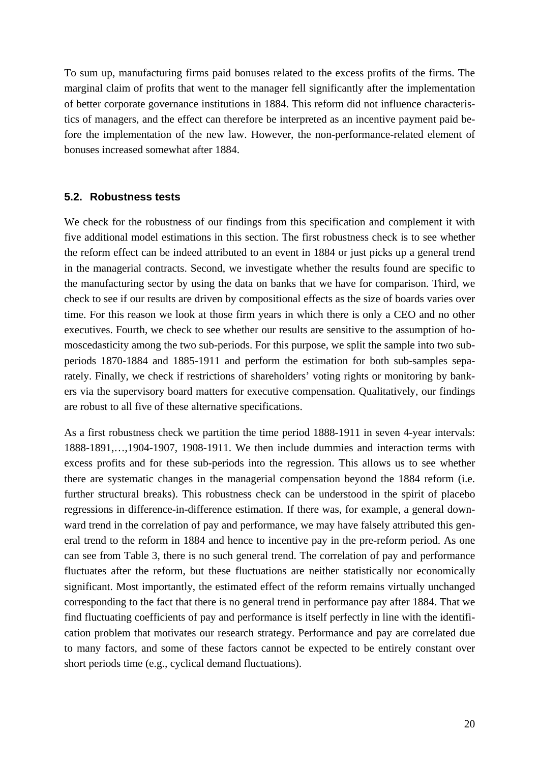To sum up, manufacturing firms paid bonuses related to the excess profits of the firms. The marginal claim of profits that went to the manager fell significantly after the implementation of better corporate governance institutions in 1884. This reform did not influence characteristics of managers, and the effect can therefore be interpreted as an incentive payment paid before the implementation of the new law. However, the non-performance-related element of bonuses increased somewhat after 1884.

## 5.2. Robustness tests

We check for the robustness of our findings from this specification and complement it with five additional model estimations in this section. The first robustness check is to see whether the reform effect can be indeed attributed to an event in 1884 or just picks up a general trend in the managerial contracts. Second, we investigate whether the results found are specific to the manufacturing sector by using the data on banks that we have for comparison. Third, we check to see if our results are driven by compositional effects as the size of boards varies over time. For this reason we look at those firm years in which there is only a CEO and no other executives. Fourth, we check to see whether our results are sensitive to the assumption of homoscedasticity among the two sub-periods. For this purpose, we split the sample into two sub-periods 1870-1884 and 1885-1911 and perform the estimation for both sub-samples separately. Finally, we check if restrictions of shareholders' voting rights or monitoring by bankers via the supervisory board matters for executive compensation. Qualitatively, our findings are robust to all five of these alternative specifications.

As a first robustness check we partition the time period 1888-1911 in seven 4-year intervals: 1888-1891,…,1904-1907, 1908-1911. We then include dummies and interaction terms with excess profits and for these sub-periods into the regression. This allows us to see whether there are systematic changes in the managerial compensation beyond the 1884 reform (i.e. further structural breaks). This robustness check can be understood in the spirit of placebo regressions in difference-in-difference estimation. If there was, for example, a general downward trend in the correlation of pay and performance, we may have falsely attributed this general trend to the reform in 1884 and hence to incentive pay in the pre-reform period. As one can see from Table 3, there is no such general trend. The correlation of pay and performance fluctuates after the reform, but these fluctuations are neither statistically nor economically significant. Most importantly, the estimated effect of the reform remains virtually unchanged corresponding to the fact that there is no general trend in performance pay after 1884. That we find fluctuating coefficients of pay and performance is itself perfectly in line with the identification problem that motivates our research strategy. Performance and pay are correlated due to many factors, and some of these factors cannot be expected to be entirely constant over short periods time (e.g., cyclical demand fluctuations).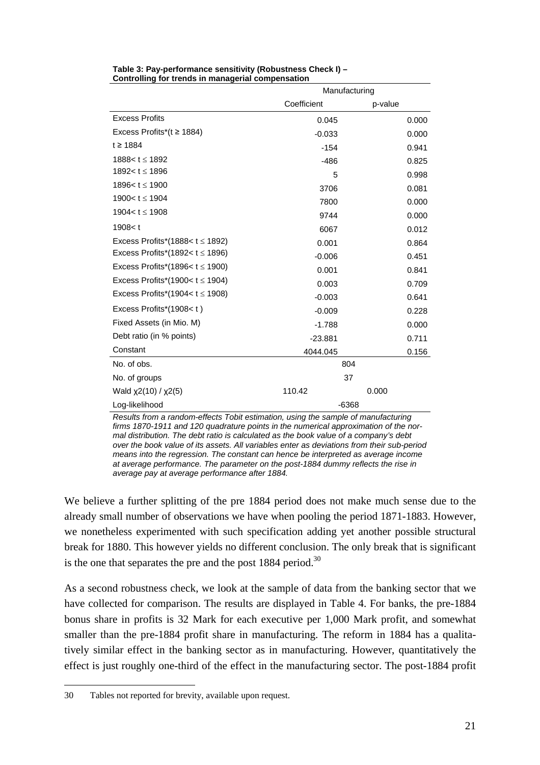**Table 3: Pay-performance sensitivity (Robustness Check I) – Controlling for trends in managerial compensation**

| | Manufacturing | |
|---|---|---|
| | Coefficient | p-value |
| Excess Profits | 0.045 | 0.000 |
| Excess Profits*(t ≥ 1884) | -0.033 | 0.000 |
| t ≥ 1884 | -154 | 0.941 |
| 1888< t ≤ 1892 | -486 | 0.825 |
| 1892< t ≤ 1896 | 5 | 0.998 |
| 1896< t ≤ 1900 | 3706 | 0.081 |
| 1900< t ≤ 1904 | 7800 | 0.000 |
| 1904< t ≤ 1908 | 9744 | 0.000 |
| 1908< t | 6067 | 0.012 |
| Excess Profits*(1888< t ≤ 1892) | 0.001 | 0.864 |
| Excess Profits*(1892< t ≤ 1896) | -0.006 | 0.451 |
| Excess Profits*(1896< t ≤ 1900) | 0.001 | 0.841 |
| Excess Profits*(1900< t ≤ 1904) | 0.003 | 0.709 |
| Excess Profits*(1904< t ≤ 1908) | -0.003 | 0.641 |
| Excess Profits*(1908< t ) | -0.009 | 0.228 |
| Fixed Assets (in Mio. M) | -1.788 | 0.000 |
| Debt ratio (in % points) | -23.881 | 0.711 |
| Constant | 4044.045 | 0.156 |
| No. of obs. | 804 | |
| No. of groups | 37 | |
| Wald $\chi2(10)$ / $\chi2(5)$ | 110.42 | 0.000 |
| Log-likelihood | -6368 | |

*Results from a random-effects Tobit estimation, using the sample of manufacturing firms 1870-1911 and 120 quadrature points in the numerical approximation of the normal distribution. The debt ratio is calculated as the book value of a company's debt over the book value of its assets. All variables enter as deviations from their sub-period means into the regression. The constant can hence be interpreted as average income at average performance. The parameter on the post-1884 dummy reflects the rise in average pay at average performance after 1884.*

We believe a further splitting of the pre 1884 period does not make much sense due to the already small number of observations we have when pooling the period 1871-1883. However, we nonetheless experimented with such specification adding yet another possible structural break for 1880. This however yields no different conclusion. The only break that is significant is the one that separates the pre and the post 1884 period.[30]

As a second robustness check, we look at the sample of data from the banking sector that we have collected for comparison. The results are displayed in Table 4. For banks, the pre-1884 bonus share in profits is 32 Mark for each executive per 1,000 Mark profit, and somewhat smaller than the pre-1884 profit share in manufacturing. The reform in 1884 has a qualitatively similar effect in the banking sector as in manufacturing. However, quantitatively the effect is just roughly one-third of the effect in the manufacturing sector. The post-1884 profit

30 Tables not reported for brevity, available upon request.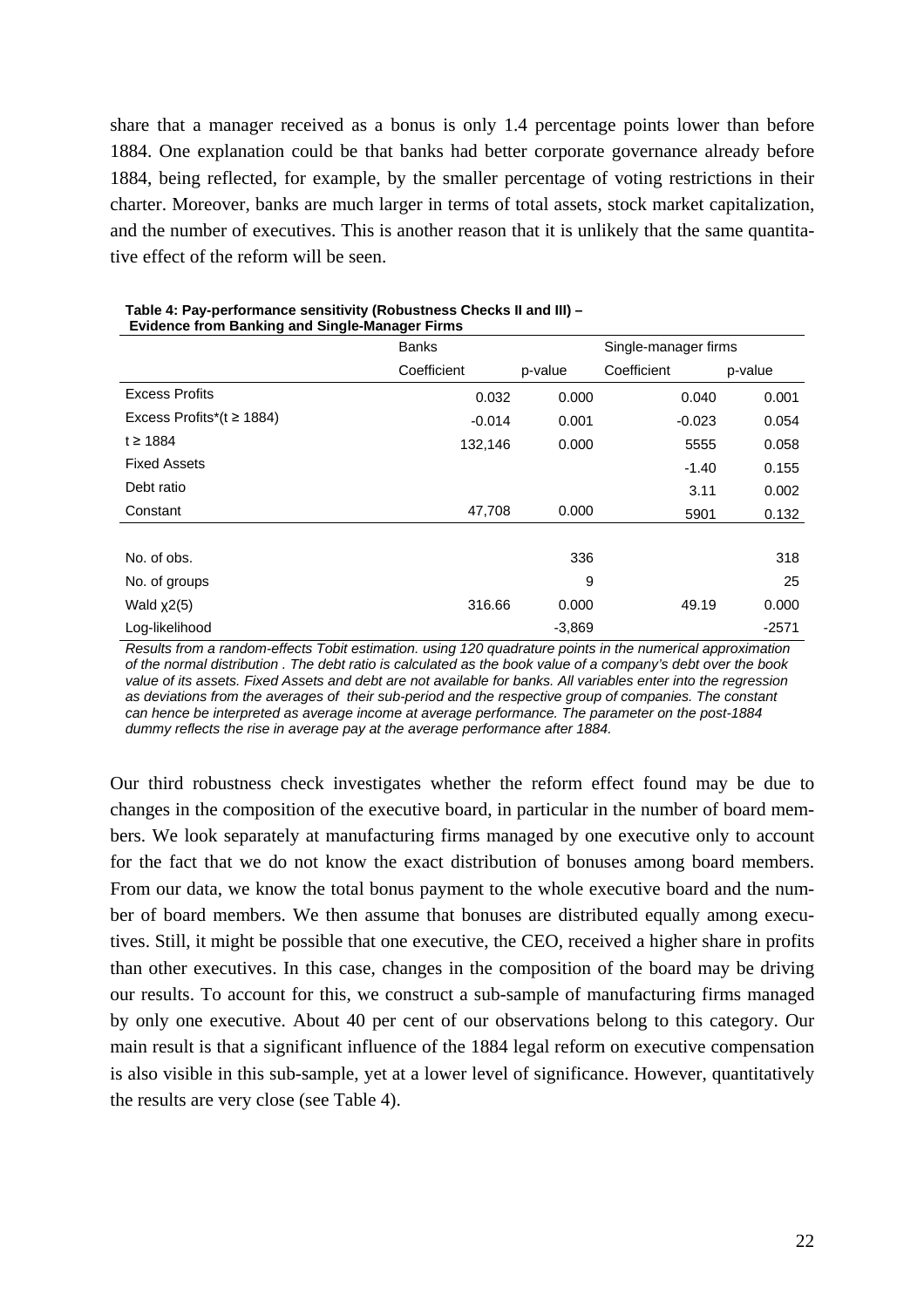share that a manager received as a bonus is only 1.4 percentage points lower than before 1884. One explanation could be that banks had better corporate governance already before 1884, being reflected, for example, by the smaller percentage of voting restrictions in their charter. Moreover, banks are much larger in terms of total assets, stock market capitalization, and the number of executives. This is another reason that it is unlikely that the same quantitative effect of the reform will be seen.

**Table 4: Pay-performance sensitivity (Robustness Checks II and III) – Evidence from Banking and Single-Manager Firms**

| | Banks | | Single-manager firms | |
|---|---|---|---|---|
| | Coefficient | p-value | Coefficient | p-value |
| Excess Profits | 0.032 | 0.000 | 0.040 | 0.001 |
| Excess Profits*(t ≥ 1884) | -0.014 | 0.001 | -0.023 | 0.054 |
| t ≥ 1884 | 132,146 | 0.000 | 5555 | 0.058 |
| Fixed Assets | | | -1.40 | 0.155 |
| Debt ratio | | | 3.11 | 0.002 |
| Constant | 47,708 | 0.000 | 5901 | 0.132 |
| No. of obs. | | 336 | | 318 |
| No. of groups | | 9 | | 25 |
| Wald $\chi2(5)$ | 316.66 | 0.000 | 49.19 | 0.000 |
| Log-likelihood | | -3,869 | | -2571 |

*Results from a random-effects Tobit estimation. using 120 quadrature points in the numerical approximation of the normal distribution . The debt ratio is calculated as the book value of a company's debt over the book value of its assets. Fixed Assets and debt are not available for banks. All variables enter into the regression as deviations from the averages of their sub-period and the respective group of companies. The constant can hence be interpreted as average income at average performance. The parameter on the post-1884 dummy reflects the rise in average pay at the average performance after 1884.*

Our third robustness check investigates whether the reform effect found may be due to changes in the composition of the executive board, in particular in the number of board members. We look separately at manufacturing firms managed by one executive only to account for the fact that we do not know the exact distribution of bonuses among board members. From our data, we know the total bonus payment to the whole executive board and the number of board members. We then assume that bonuses are distributed equally among executives. Still, it might be possible that one executive, the CEO, received a higher share in profits than other executives. In this case, changes in the composition of the board may be driving our results. To account for this, we construct a sub-sample of manufacturing firms managed by only one executive. About 40 per cent of our observations belong to this category. Our main result is that a significant influence of the 1884 legal reform on executive compensation is also visible in this sub-sample, yet at a lower level of significance. However, quantitatively the results are very close (see Table 4).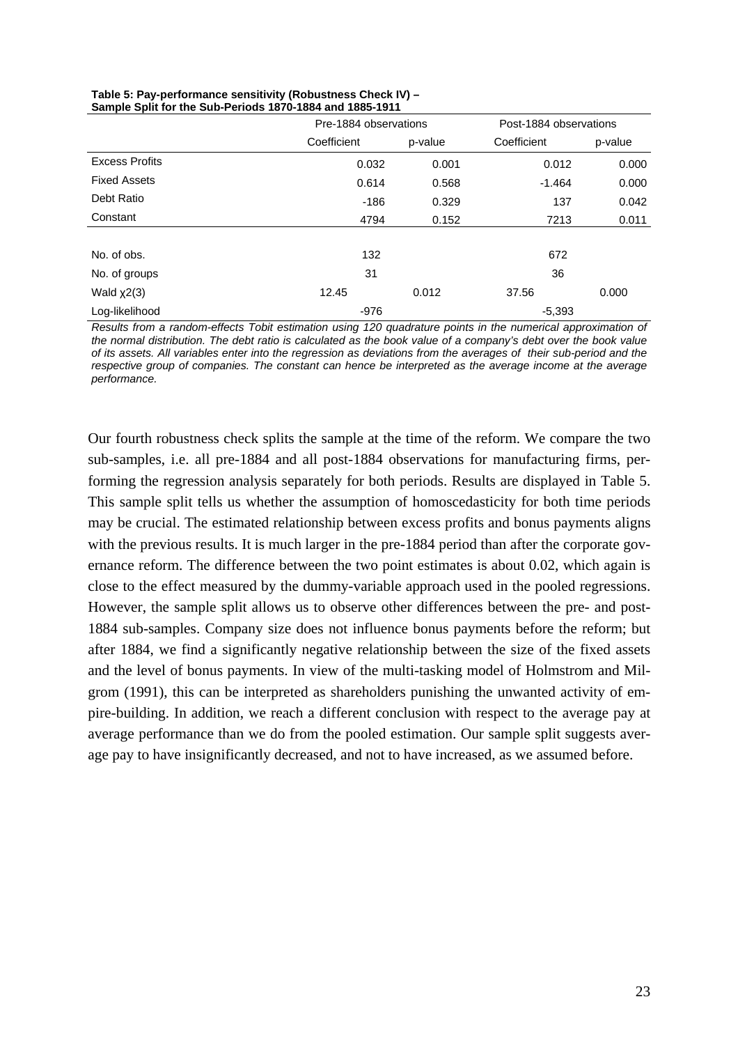**Table 5: Pay-performance sensitivity (Robustness Check IV) – Sample Split for the Sub-Periods 1870-1884 and 1885-1911**

| | Pre-1884 observations | | Post-1884 observations | |
|---|---|---|---|---|
| | Coefficient | p-value | Coefficient | p-value |
| Excess Profits | 0.032 | 0.001 | 0.012 | 0.000 |
| Fixed Assets | 0.614 | 0.568 | -1.464 | 0.000 |
| Debt Ratio | -186 | 0.329 | 137 | 0.042 |
| Constant | 4794 | 0.152 | 7213 | 0.011 |
| | | | | |
| No. of obs. | 132 | | 672 | |
| No. of groups | 31 | | 36 | |
| Wald $\chi 2(3)$ | 12.45 | 0.012 | 37.56 | 0.000 |
| Log-likelihood | -976 | | -5,393 | |

*Results from a random-effects Tobit estimation using 120 quadrature points in the numerical approximation of the normal distribution. The debt ratio is calculated as the book value of a company's debt over the book value of its assets. All variables enter into the regression as deviations from the averages of their sub-period and the respective group of companies. The constant can hence be interpreted as the average income at the average performance.*

Our fourth robustness check splits the sample at the time of the reform. We compare the two sub-samples, i.e. all pre-1884 and all post-1884 observations for manufacturing firms, performing the regression analysis separately for both periods. Results are displayed in Table 5. This sample split tells us whether the assumption of homoscedasticity for both time periods may be crucial. The estimated relationship between excess profits and bonus payments aligns with the previous results. It is much larger in the pre-1884 period than after the corporate governance reform. The difference between the two point estimates is about 0.02, which again is close to the effect measured by the dummy-variable approach used in the pooled regressions. However, the sample split allows us to observe other differences between the pre- and post-1884 sub-samples. Company size does not influence bonus payments before the reform; but after 1884, we find a significantly negative relationship between the size of the fixed assets and the level of bonus payments. In view of the multi-tasking model of Holmstrom and Milgrom (1991), this can be interpreted as shareholders punishing the unwanted activity of empire-building. In addition, we reach a different conclusion with respect to the average pay at average performance than we do from the pooled estimation. Our sample split suggests average pay to have insignificantly decreased, and not to have increased, as we assumed before.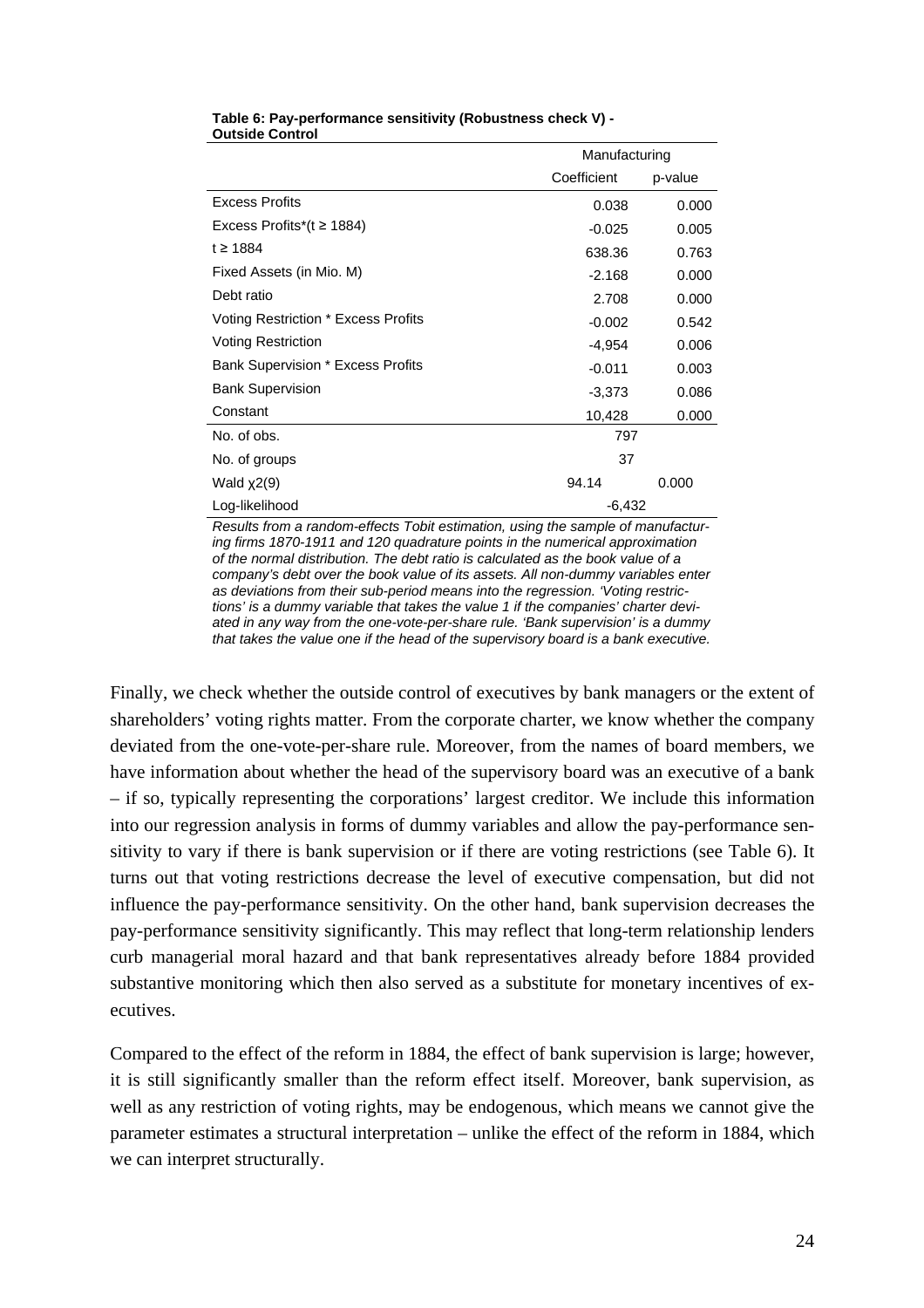**Table 6: Pay-performance sensitivity (Robustness check V) - Outside Control**

| | Manufacturing | |
|---|---|---|
| | Coefficient | p-value |
| Excess Profits | 0.038 | 0.000 |
| Excess Profits*(t ≥ 1884) | -0.025 | 0.005 |
| t ≥ 1884 | 638.36 | 0.763 |
| Fixed Assets (in Mio. M) | -2.168 | 0.000 |
| Debt ratio | 2.708 | 0.000 |
| Voting Restriction * Excess Profits | -0.002 | 0.542 |
| Voting Restriction | -4,954 | 0.006 |
| Bank Supervision * Excess Profits | -0.011 | 0.003 |
| Bank Supervision | -3,373 | 0.086 |
| Constant | 10,428 | 0.000 |
| No. of obs. | 797 | |
| No. of groups | 37 | |
| Wald $\chi 2(9)$ | 94.14 | 0.000 |
| Log-likelihood | -6,432 | |

*Results from a random-effects Tobit estimation, using the sample of manufacturing firms 1870-1911 and 120 quadrature points in the numerical approximation of the normal distribution. The debt ratio is calculated as the book value of a company's debt over the book value of its assets. All non-dummy variables enter as deviations from their sub-period means into the regression. 'Voting restrictions' is a dummy variable that takes the value 1 if the companies' charter deviated in any way from the one-vote-per-share rule. 'Bank supervision' is a dummy that takes the value one if the head of the supervisory board is a bank executive.*

Finally, we check whether the outside control of executives by bank managers or the extent of shareholders' voting rights matter. From the corporate charter, we know whether the company deviated from the one-vote-per-share rule. Moreover, from the names of board members, we have information about whether the head of the supervisory board was an executive of a bank – if so, typically representing the corporations' largest creditor. We include this information into our regression analysis in forms of dummy variables and allow the pay-performance sensitivity to vary if there is bank supervision or if there are voting restrictions (see Table 6). It turns out that voting restrictions decrease the level of executive compensation, but did not influence the pay-performance sensitivity. On the other hand, bank supervision decreases the pay-performance sensitivity significantly. This may reflect that long-term relationship lenders curb managerial moral hazard and that bank representatives already before 1884 provided substantive monitoring which then also served as a substitute for monetary incentives of executives.

Compared to the effect of the reform in 1884, the effect of bank supervision is large; however, it is still significantly smaller than the reform effect itself. Moreover, bank supervision, as well as any restriction of voting rights, may be endogenous, which means we cannot give the parameter estimates a structural interpretation – unlike the effect of the reform in 1884, which we can interpret structurally.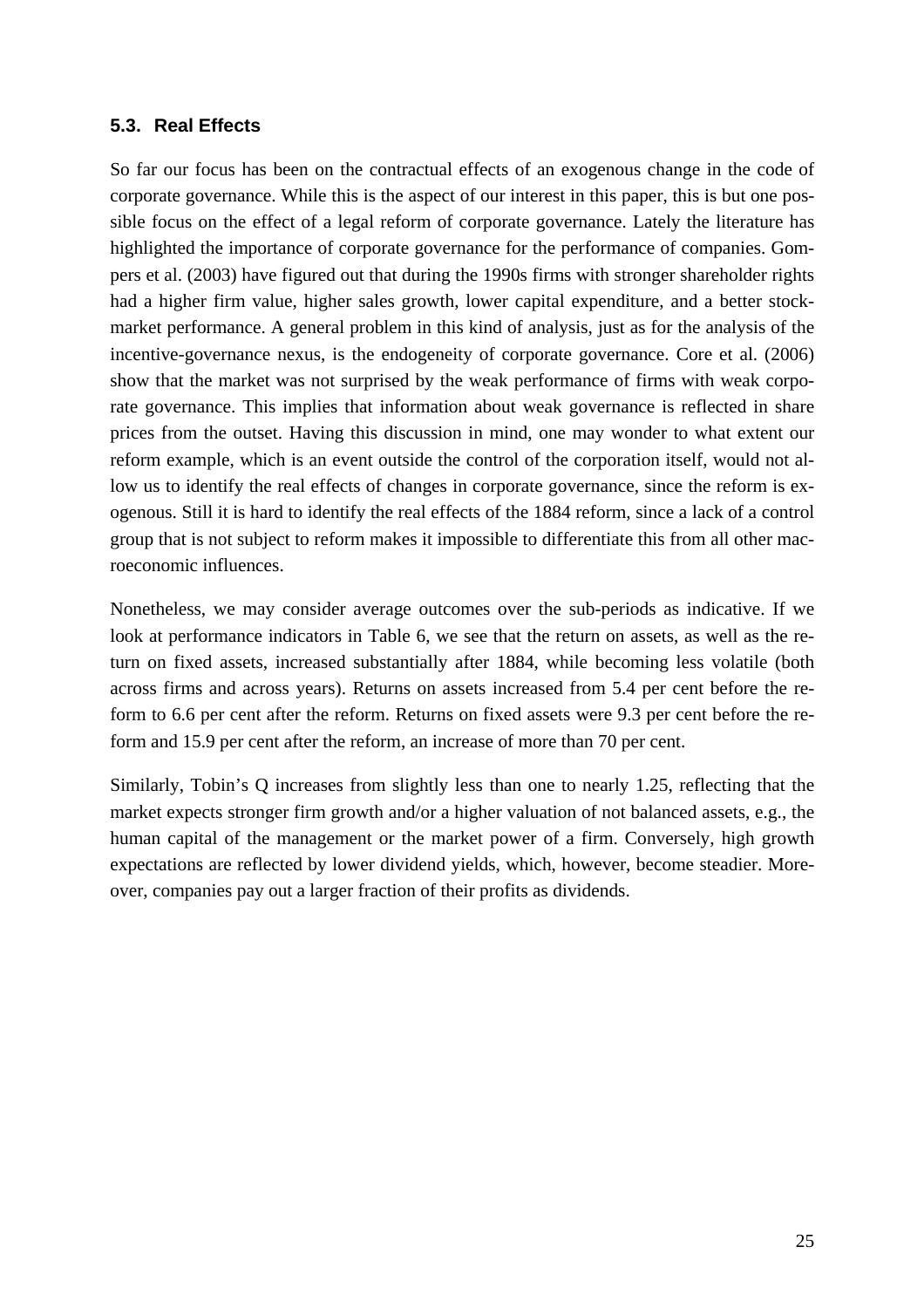### 5.3. Real Effects

So far our focus has been on the contractual effects of an exogenous change in the code of corporate governance. While this is the aspect of our interest in this paper, this is but one possible focus on the effect of a legal reform of corporate governance. Lately the literature has highlighted the importance of corporate governance for the performance of companies. Gompers et al. (2003) have figured out that during the 1990s firms with stronger shareholder rights had a higher firm value, higher sales growth, lower capital expenditure, and a better stock-market performance. A general problem in this kind of analysis, just as for the analysis of the incentive-governance nexus, is the endogeneity of corporate governance. Core et al. (2006) show that the market was not surprised by the weak performance of firms with weak corporate governance. This implies that information about weak governance is reflected in share prices from the outset. Having this discussion in mind, one may wonder to what extent our reform example, which is an event outside the control of the corporation itself, would not allow us to identify the real effects of changes in corporate governance, since the reform is exogenous. Still it is hard to identify the real effects of the 1884 reform, since a lack of a control group that is not subject to reform makes it impossible to differentiate this from all other macroeconomic influences.

Nonetheless, we may consider average outcomes over the sub-periods as indicative. If we look at performance indicators in Table 6, we see that the return on assets, as well as the return on fixed assets, increased substantially after 1884, while becoming less volatile (both across firms and across years). Returns on assets increased from 5.4 per cent before the reform to 6.6 per cent after the reform. Returns on fixed assets were 9.3 per cent before the reform and 15.9 per cent after the reform, an increase of more than 70 per cent.

Similarly, Tobin's Q increases from slightly less than one to nearly 1.25, reflecting that the market expects stronger firm growth and/or a higher valuation of not balanced assets, e.g., the human capital of the management or the market power of a firm. Conversely, high growth expectations are reflected by lower dividend yields, which, however, become steadier. Moreover, companies pay out a larger fraction of their profits as dividends.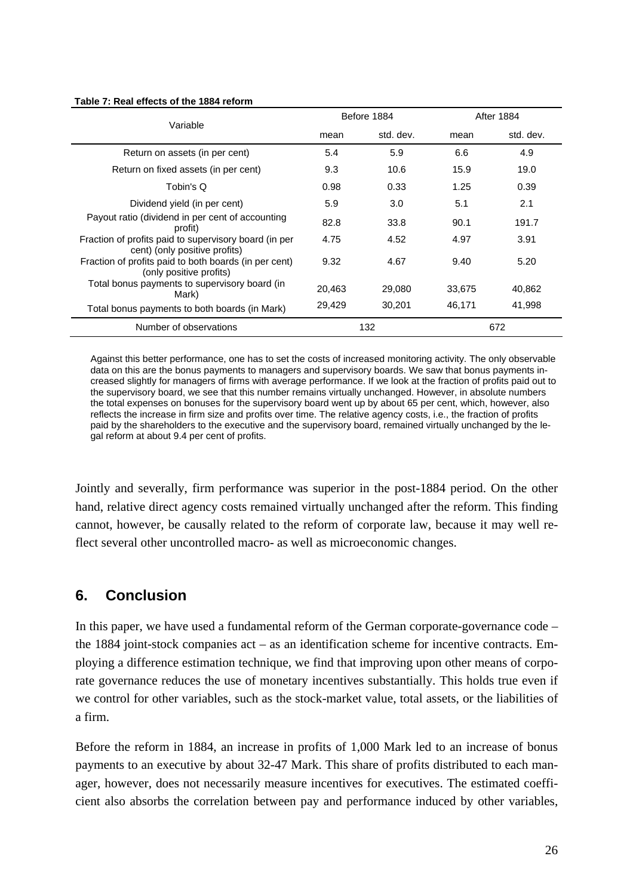**Table 7: Real effects of the 1884 reform**

| Variable | Before 1884 | | After 1884 | |
|---|---|---|---|---|
| | mean | std. dev. | mean | std. dev. |
| Return on assets (in per cent) | 5.4 | 5.9 | 6.6 | 4.9 |
| Return on fixed assets (in per cent) | 9.3 | 10.6 | 15.9 | 19.0 |
| Tobin's Q | 0.98 | 0.33 | 1.25 | 0.39 |
| Dividend yield (in per cent) | 5.9 | 3.0 | 5.1 | 2.1 |
| Payout ratio (dividend in per cent of accounting profit) | 82.8 | 33.8 | 90.1 | 191.7 |
| Fraction of profits paid to supervisory board (in per cent) (only positive profits) | 4.75 | 4.52 | 4.97 | 3.91 |
| Fraction of profits paid to both boards (in per cent) (only positive profits) | 9.32 | 4.67 | 9.40 | 5.20 |
| Total bonus payments to supervisory board (in Mark) | 20,463 | 29,080 | 33,675 | 40,862 |
| Total bonus payments to both boards (in Mark) | 29,429 | 30,201 | 46,171 | 41,998 |
| Number of observations | 132 | | 672 | |

Against this better performance, one has to set the costs of increased monitoring activity. The only observable data on this are the bonus payments to managers and supervisory boards. We saw that bonus payments increased slightly for managers of firms with average performance. If we look at the fraction of profits paid out to the supervisory board, we see that this number remains virtually unchanged. However, in absolute numbers the total expenses on bonuses for the supervisory board went up by about 65 per cent, which, however, also reflects the increase in firm size and profits over time. The relative agency costs, i.e., the fraction of profits paid by the shareholders to the executive and the supervisory board, remained virtually unchanged by the legal reform at about 9.4 per cent of profits.

Jointly and severally, firm performance was superior in the post-1884 period. On the other hand, relative direct agency costs remained virtually unchanged after the reform. This finding cannot, however, be causally related to the reform of corporate law, because it may well reflect several other uncontrolled macro- as well as microeconomic changes.

## 6. Conclusion

In this paper, we have used a fundamental reform of the German corporate-governance code – the 1884 joint-stock companies act – as an identification scheme for incentive contracts. Employing a difference estimation technique, we find that improving upon other means of corporate governance reduces the use of monetary incentives substantially. This holds true even if we control for other variables, such as the stock-market value, total assets, or the liabilities of a firm.

Before the reform in 1884, an increase in profits of 1,000 Mark led to an increase of bonus payments to an executive by about 32-47 Mark. This share of profits distributed to each manager, however, does not necessarily measure incentives for executives. The estimated coefficient also absorbs the correlation between pay and performance induced by other variables,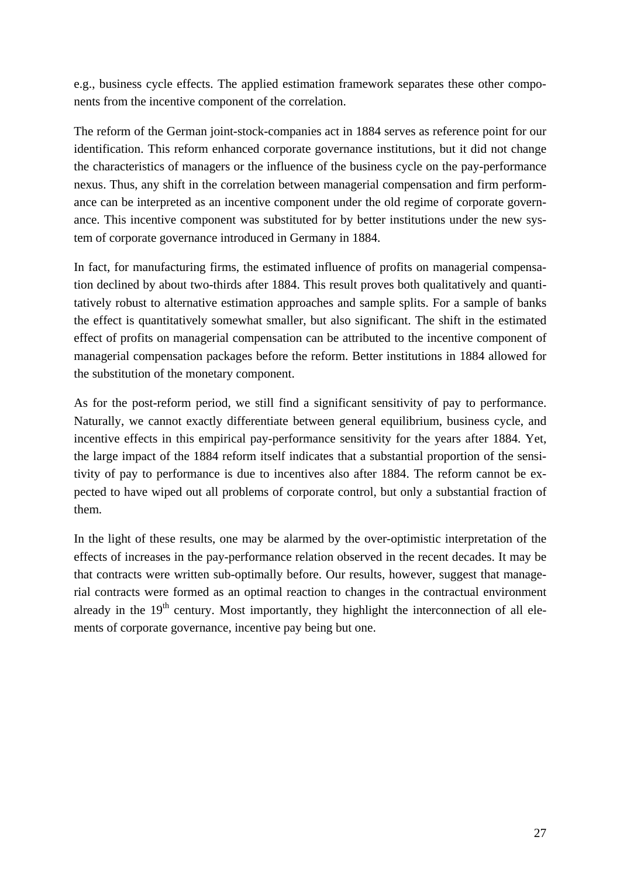e.g., business cycle effects. The applied estimation framework separates these other components from the incentive component of the correlation.

The reform of the German joint-stock-companies act in 1884 serves as reference point for our identification. This reform enhanced corporate governance institutions, but it did not change the characteristics of managers or the influence of the business cycle on the pay-performance nexus. Thus, any shift in the correlation between managerial compensation and firm performance can be interpreted as an incentive component under the old regime of corporate governance. This incentive component was substituted for by better institutions under the new system of corporate governance introduced in Germany in 1884.

In fact, for manufacturing firms, the estimated influence of profits on managerial compensation declined by about two-thirds after 1884. This result proves both qualitatively and quantitatively robust to alternative estimation approaches and sample splits. For a sample of banks the effect is quantitatively somewhat smaller, but also significant. The shift in the estimated effect of profits on managerial compensation can be attributed to the incentive component of managerial compensation packages before the reform. Better institutions in 1884 allowed for the substitution of the monetary component.

As for the post-reform period, we still find a significant sensitivity of pay to performance. Naturally, we cannot exactly differentiate between general equilibrium, business cycle, and incentive effects in this empirical pay-performance sensitivity for the years after 1884. Yet, the large impact of the 1884 reform itself indicates that a substantial proportion of the sensitivity of pay to performance is due to incentives also after 1884. The reform cannot be expected to have wiped out all problems of corporate control, but only a substantial fraction of them.

In the light of these results, one may be alarmed by the over-optimistic interpretation of the effects of increases in the pay-performance relation observed in the recent decades. It may be that contracts were written sub-optimally before. Our results, however, suggest that managerial contracts were formed as an optimal reaction to changes in the contractual environment already in the 19th century. Most importantly, they highlight the interconnection of all elements of corporate governance, incentive pay being but one.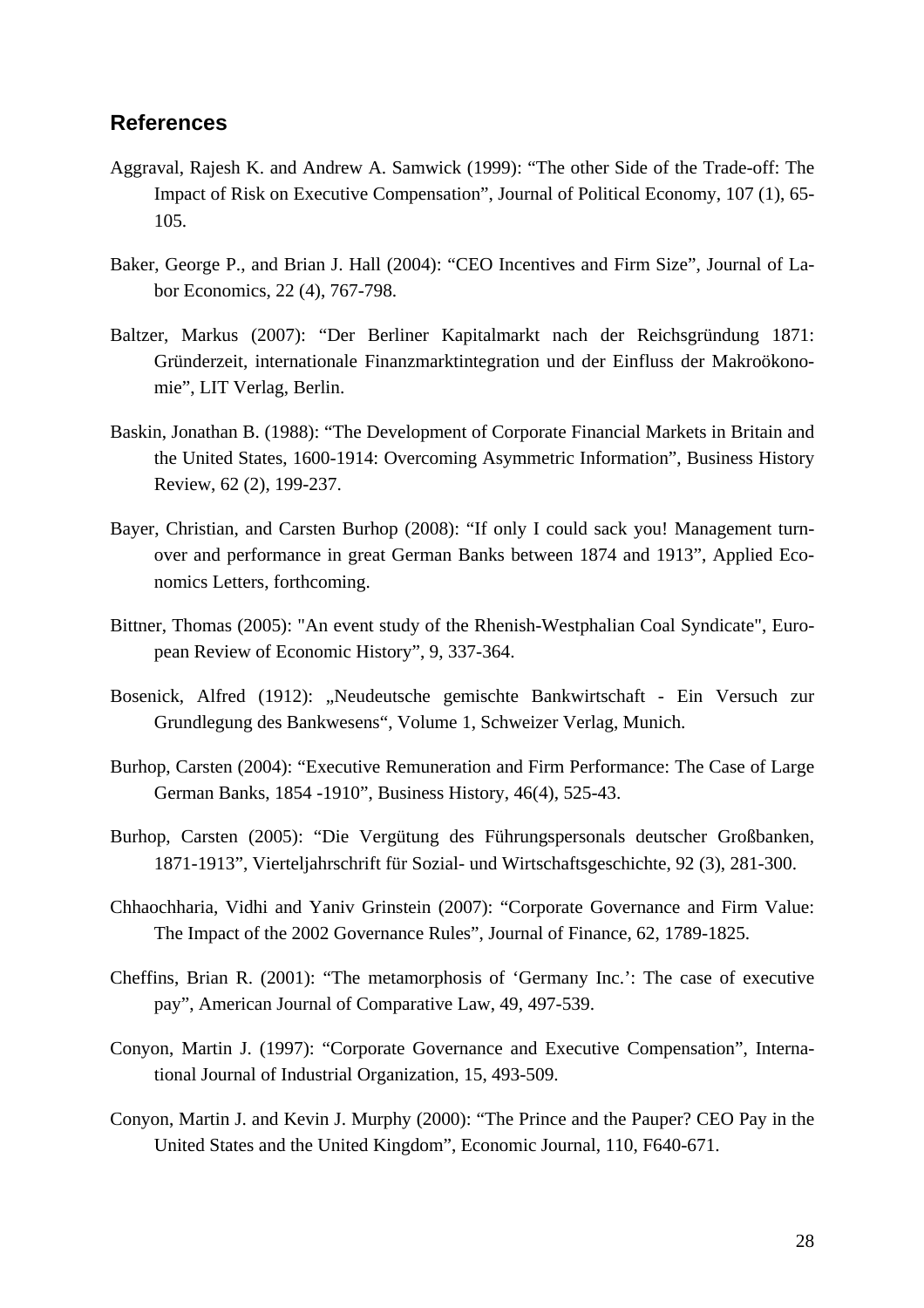## References

Aggraval, Rajesh K. and Andrew A. Samwick (1999): "The other Side of the Trade-off: The Impact of Risk on Executive Compensation", Journal of Political Economy, 107 (1), 65-105.

Baker, George P., and Brian J. Hall (2004): "CEO Incentives and Firm Size", Journal of Labor Economics, 22 (4), 767-798.

Baltzer, Markus (2007): "Der Berliner Kapitalmarkt nach der Reichsgründung 1871: Gründerzeit, internationale Finanzmarktintegration und der Einfluss der Makroökonomie", LIT Verlag, Berlin.

Baskin, Jonathan B. (1988): "The Development of Corporate Financial Markets in Britain and the United States, 1600-1914: Overcoming Asymmetric Information", Business History Review, 62 (2), 199-237.

Bayer, Christian, and Carsten Burhop (2008): "If only I could sack you! Management turnover and performance in great German Banks between 1874 and 1913", Applied Economics Letters, forthcoming.

Bittner, Thomas (2005): "An event study of the Rhenish-Westphalian Coal Syndicate", European Review of Economic History", 9, 337-364.

Bosenick, Alfred (1912): „Neudeutsche gemischte Bankwirtschaft - Ein Versuch zur Grundlegung des Bankwesens", Volume 1, Schweizer Verlag, Munich.

Burhop, Carsten (2004): "Executive Remuneration and Firm Performance: The Case of Large German Banks, 1854 -1910", Business History, 46(4), 525-43.

Burhop, Carsten (2005): "Die Vergütung des Führungspersonals deutscher Großbanken, 1871-1913", Vierteljahrschrift für Sozial- und Wirtschaftsgeschichte, 92 (3), 281-300.

Chhaochharia, Vidhi and Yaniv Grinstein (2007): "Corporate Governance and Firm Value: The Impact of the 2002 Governance Rules", Journal of Finance, 62, 1789-1825.

Cheffins, Brian R. (2001): "The metamorphosis of 'Germany Inc.': The case of executive pay", American Journal of Comparative Law, 49, 497-539.

Conyon, Martin J. (1997): "Corporate Governance and Executive Compensation", International Journal of Industrial Organization, 15, 493-509.

Conyon, Martin J. and Kevin J. Murphy (2000): "The Prince and the Pauper? CEO Pay in the United States and the United Kingdom", Economic Journal, 110, F640-671.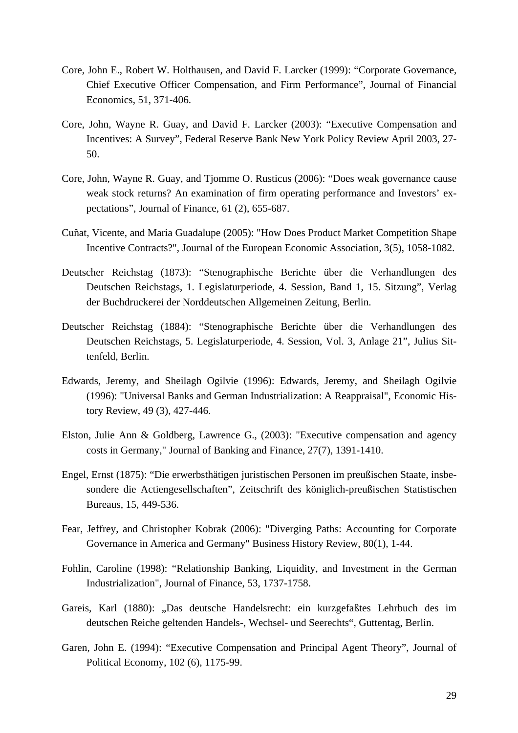Core, John E., Robert W. Holthausen, and David F. Larcker (1999): “Corporate Governance, Chief Executive Officer Compensation, and Firm Performance”, Journal of Financial Economics, 51, 371-406.

Core, John, Wayne R. Guay, and David F. Larcker (2003): “Executive Compensation and Incentives: A Survey”, Federal Reserve Bank New York Policy Review April 2003, 27-50.

Core, John, Wayne R. Guay, and Tjomme O. Rusticus (2006): “Does weak governance cause weak stock returns? An examination of firm operating performance and Investors’ expectations”, Journal of Finance, 61 (2), 655-687.

Cuñat, Vicente, and Maria Guadalupe (2005): "How Does Product Market Competition Shape Incentive Contracts?", Journal of the European Economic Association, 3(5), 1058-1082.

Deutscher Reichstag (1873): “Stenographische Berichte über die Verhandlungen des Deutschen Reichstags, 1. Legislaturperiode, 4. Session, Band 1, 15. Sitzung”, Verlag der Buchdruckerei der Norddeutschen Allgemeinen Zeitung, Berlin.

Deutscher Reichstag (1884): “Stenographische Berichte über die Verhandlungen des Deutschen Reichstags, 5. Legislaturperiode, 4. Session, Vol. 3, Anlage 21”, Julius Sittenfeld, Berlin.

Edwards, Jeremy, and Sheilagh Ogilvie (1996): Edwards, Jeremy, and Sheilagh Ogilvie (1996): "Universal Banks and German Industrialization: A Reappraisal", Economic History Review, 49 (3), 427-446.

Elston, Julie Ann & Goldberg, Lawrence G., (2003): "Executive compensation and agency costs in Germany," Journal of Banking and Finance, 27(7), 1391-1410.

Engel, Ernst (1875): “Die erwerbsthätigen juristischen Personen im preußischen Staate, insbesondere die Actiengesellschaften”, Zeitschrift des königlich-preußischen Statistischen Bureaus, 15, 449-536.

Fear, Jeffrey, and Christopher Kobrak (2006): "Diverging Paths: Accounting for Corporate Governance in America and Germany" Business History Review, 80(1), 1-44.

Fohlin, Caroline (1998): “Relationship Banking, Liquidity, and Investment in the German Industrialization", Journal of Finance, 53, 1737-1758.

Gareis, Karl (1880): „Das deutsche Handelsrecht: ein kurzgefaßtes Lehrbuch des im deutschen Reiche geltenden Handels-, Wechsel- und Seerechts“, Guttentag, Berlin.

Garen, John E. (1994): “Executive Compensation and Principal Agent Theory”, Journal of Political Economy, 102 (6), 1175-99.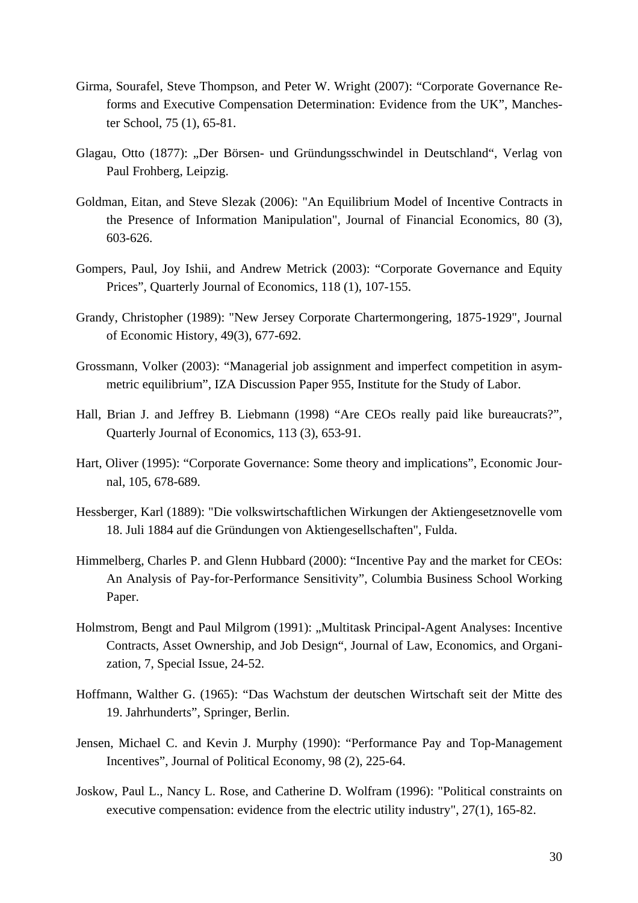Girma, Sourafel, Steve Thompson, and Peter W. Wright (2007): “Corporate Governance Reforms and Executive Compensation Determination: Evidence from the UK”, Manchester School, 75 (1), 65-81.

Glagau, Otto (1877): „Der Börsen- und Gründungsschwindel in Deutschland“, Verlag von Paul Frohberg, Leipzig.

Goldman, Eitan, and Steve Slezak (2006): "An Equilibrium Model of Incentive Contracts in the Presence of Information Manipulation", Journal of Financial Economics, 80 (3), 603-626.

Gompers, Paul, Joy Ishii, and Andrew Metrick (2003): “Corporate Governance and Equity Prices”, Quarterly Journal of Economics, 118 (1), 107-155.

Grandy, Christopher (1989): "New Jersey Corporate Chartermongering, 1875-1929", Journal of Economic History, 49(3), 677-692.

Grossmann, Volker (2003): “Managerial job assignment and imperfect competition in asymmetric equilibrium”, IZA Discussion Paper 955, Institute for the Study of Labor.

Hall, Brian J. and Jeffrey B. Liebmann (1998) “Are CEOs really paid like bureaucrats?”, Quarterly Journal of Economics, 113 (3), 653-91.

Hart, Oliver (1995): “Corporate Governance: Some theory and implications”, Economic Journal, 105, 678-689.

Hessberger, Karl (1889): "Die volkswirtschaftlichen Wirkungen der Aktiengesetznovelle vom 18. Juli 1884 auf die Gründungen von Aktiengesellschaften", Fulda.

Himmelberg, Charles P. and Glenn Hubbard (2000): “Incentive Pay and the market for CEOs: An Analysis of Pay-for-Performance Sensitivity”, Columbia Business School Working Paper.

Holmstrom, Bengt and Paul Milgrom (1991): „Multitask Principal-Agent Analyses: Incentive Contracts, Asset Ownership, and Job Design“, Journal of Law, Economics, and Organization, 7, Special Issue, 24-52.

Hoffmann, Walther G. (1965): “Das Wachstum der deutschen Wirtschaft seit der Mitte des 19. Jahrhunderts”, Springer, Berlin.

Jensen, Michael C. and Kevin J. Murphy (1990): “Performance Pay and Top-Management Incentives”, Journal of Political Economy, 98 (2), 225-64.

Joskow, Paul L., Nancy L. Rose, and Catherine D. Wolfram (1996): "Political constraints on executive compensation: evidence from the electric utility industry", 27(1), 165-82.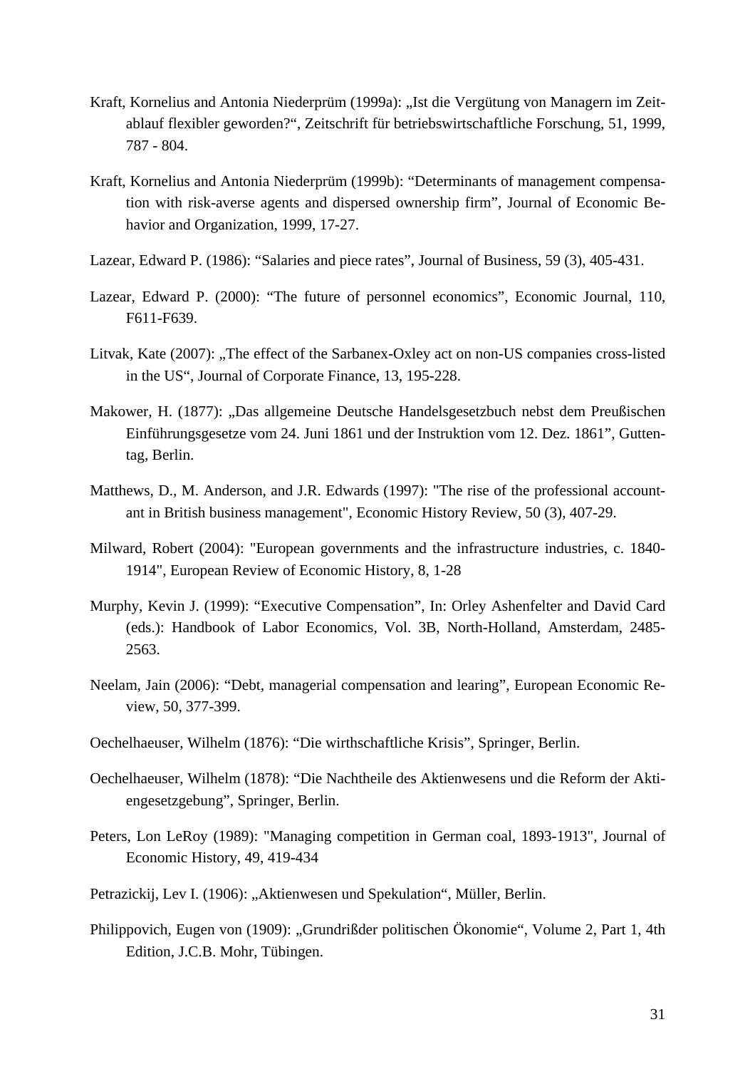Kraft, Kornelius and Antonia Niederprüm (1999a): „Ist die Vergütung von Managern im Zeitablauf flexibler geworden?“, Zeitschrift für betriebswirtschaftliche Forschung, 51, 1999, 787 - 804.

Kraft, Kornelius and Antonia Niederprüm (1999b): “Determinants of management compensation with risk-averse agents and dispersed ownership firm”, Journal of Economic Behavior and Organization, 1999, 17-27.

Lazear, Edward P. (1986): “Salaries and piece rates”, Journal of Business, 59 (3), 405-431.

Lazear, Edward P. (2000): “The future of personnel economics”, Economic Journal, 110, F611-F639.

Litvak, Kate (2007): „The effect of the Sarbanex-Oxley act on non-US companies cross-listed in the US“, Journal of Corporate Finance, 13, 195-228.

Makower, H. (1877): „Das allgemeine Deutsche Handelsgesetzbuch nebst dem Preußischen Einführungsgesetze vom 24. Juni 1861 und der Instruktion vom 12. Dez. 1861”, Guttentag, Berlin.

Matthews, D., M. Anderson, and J.R. Edwards (1997): "The rise of the professional accountant in British business management", Economic History Review, 50 (3), 407-29.

Milward, Robert (2004): "European governments and the infrastructure industries, c. 1840-1914", European Review of Economic History, 8, 1-28

Murphy, Kevin J. (1999): “Executive Compensation”, In: Orley Ashenfelter and David Card (eds.): Handbook of Labor Economics, Vol. 3B, North-Holland, Amsterdam, 2485-2563.

Neelam, Jain (2006): “Debt, managerial compensation and learing”, European Economic Review, 50, 377-399.

Oechelhaeuser, Wilhelm (1876): “Die wirthschaftliche Krisis”, Springer, Berlin.

Oechelhaeuser, Wilhelm (1878): “Die Nachtheile des Aktienwesens und die Reform der Aktiengesetzgebung”, Springer, Berlin.

Peters, Lon LeRoy (1989): "Managing competition in German coal, 1893-1913", Journal of Economic History, 49, 419-434

Petrazickij, Lev I. (1906): „Aktienwesen und Spekulation“, Müller, Berlin.

Philippovich, Eugen von (1909): „Grundrißder politischen Ökonomie“, Volume 2, Part 1, 4th Edition, J.C.B. Mohr, Tübingen.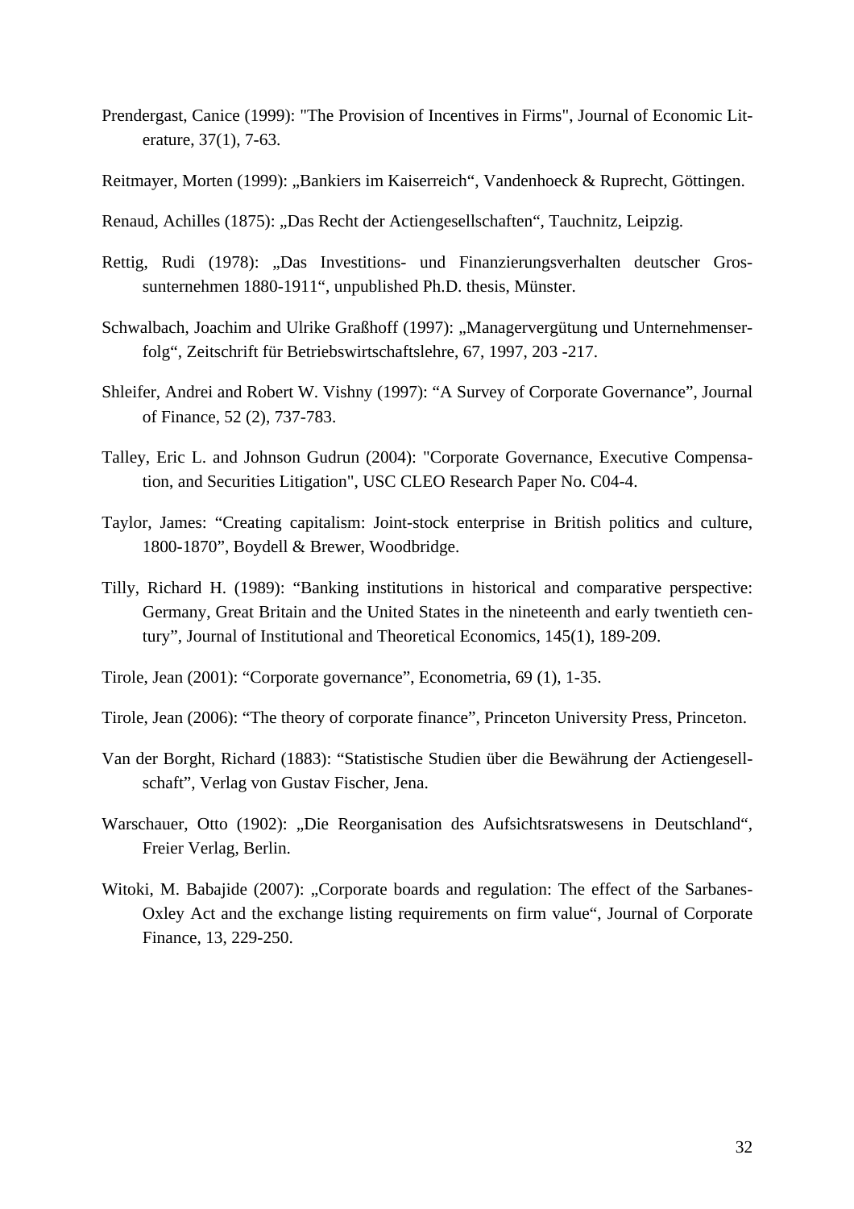Prendergast, Canice (1999): "The Provision of Incentives in Firms", Journal of Economic Literature, 37(1), 7-63.

Reitmayer, Morten (1999): „Bankiers im Kaiserreich“, Vandenhoeck & Ruprecht, Göttingen.

Renaud, Achilles (1875): „Das Recht der Actiengesellschaften“, Tauchnitz, Leipzig.

Rettig, Rudi (1978): „Das Investitions- und Finanzierungsverhalten deutscher Grossunternehmen 1880-1911“, unpublished Ph.D. thesis, Münster.

Schwalbach, Joachim and Ulrike Graßhoff (1997): „Managervergütung und Unternehmenserfolg“, Zeitschrift für Betriebswirtschaftslehre, 67, 1997, 203 -217.

Shleifer, Andrei and Robert W. Vishny (1997): “A Survey of Corporate Governance”, Journal of Finance, 52 (2), 737-783.

Talley, Eric L. and Johnson Gudrun (2004): "Corporate Governance, Executive Compensation, and Securities Litigation", USC CLEO Research Paper No. C04-4.

Taylor, James: “Creating capitalism: Joint-stock enterprise in British politics and culture, 1800-1870”, Boydell & Brewer, Woodbridge.

Tilly, Richard H. (1989): “Banking institutions in historical and comparative perspective: Germany, Great Britain and the United States in the nineteenth and early twentieth century”, Journal of Institutional and Theoretical Economics, 145(1), 189-209.

Tirole, Jean (2001): “Corporate governance”, Econometria, 69 (1), 1-35.

Tirole, Jean (2006): “The theory of corporate finance”, Princeton University Press, Princeton.

Van der Borght, Richard (1883): “Statistische Studien über die Bewährung der Actiengesellschaft”, Verlag von Gustav Fischer, Jena.

Warschauer, Otto (1902): „Die Reorganisation des Aufsichtsratswesens in Deutschland“, Freier Verlag, Berlin.

Witoki, M. Babajide (2007): „Corporate boards and regulation: The effect of the Sarbanes-Oxley Act and the exchange listing requirements on firm value“, Journal of Corporate Finance, 13, 229-250.